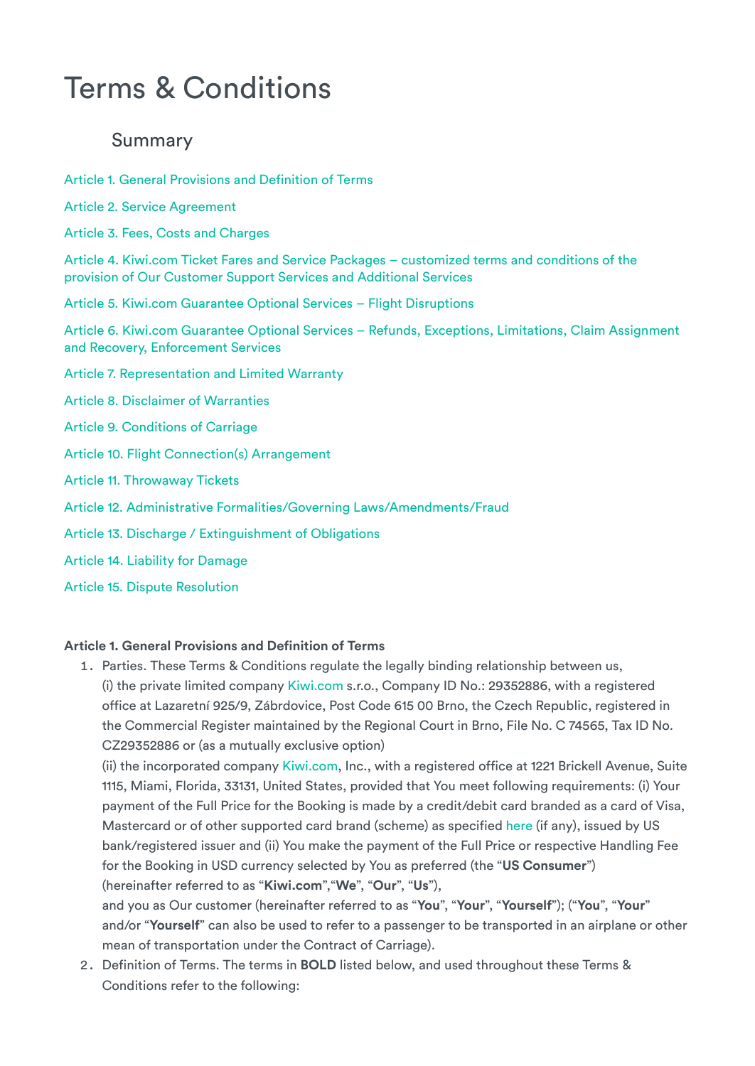# Terms & Conditions

## Summary

Article 1. General Provisions and Definition of Terms

Article 2. Service Agreement

Article 3. Fees, Costs and Charges

Article 4. Kiwi.com Ticket Fares and Service Packages – customized terms and conditions of the provision of Our Customer Support Services and Additional Services

Article 5. Kiwi.com Guarantee Optional Services – Flight Disruptions

Article 6. Kiwi.com Guarantee Optional Services – Refunds, Exceptions, Limitations, Claim Assignment and Recovery, Enforcement Services

Article 7. Representation and Limited Warranty

Article 8. Disclaimer of Warranties

Article 9. Conditions of Carriage

Article 10. Flight Connection(s) Arrangement

Article 11. Throwaway Tickets

Article 12. Administrative Formalities/Governing Laws/Amendments/Fraud

Article 13. Discharge / Extinguishment of Obligations

Article 14. Liability for Damage

Article 15. Dispute Resolution

**Article 1. General Provisions and Definition of Terms**

1. Parties. These Terms & Conditions regulate the legally binding relationship between us,
   (i) the private limited company Kiwi.com s.r.o., Company ID No.: 29352886, with a registered office at Lazaretní 925/9, Zábrdovice, Post Code 615 00 Brno, the Czech Republic, registered in the Commercial Register maintained by the Regional Court in Brno, File No. C 74565, Tax ID No. CZ29352886 or (as a mutually exclusive option)
   (ii) the incorporated company Kiwi.com, Inc., with a registered office at 1221 Brickell Avenue, Suite 1115, Miami, Florida, 33131, United States, provided that You meet following requirements: (i) Your payment of the Full Price for the Booking is made by a credit/debit card branded as a card of Visa, Mastercard or of other supported card brand (scheme) as specified here (if any), issued by US bank/registered issuer and (ii) You make the payment of the Full Price or respective Handling Fee for the Booking in USD currency selected by You as preferred (the "**US Consumer**") (hereinafter referred to as "**Kiwi.com**","**We**", "**Our**", "**Us**"),
   and you as Our customer (hereinafter referred to as "**You**", "**Your**", "**Yourself**"); ("**You**", "**Your**" and/or "**Yourself**" can also be used to refer to a passenger to be transported in an airplane or other mean of transportation under the Contract of Carriage).
2. Definition of Terms. The terms in **BOLD** listed below, and used throughout these Terms & Conditions refer to the following: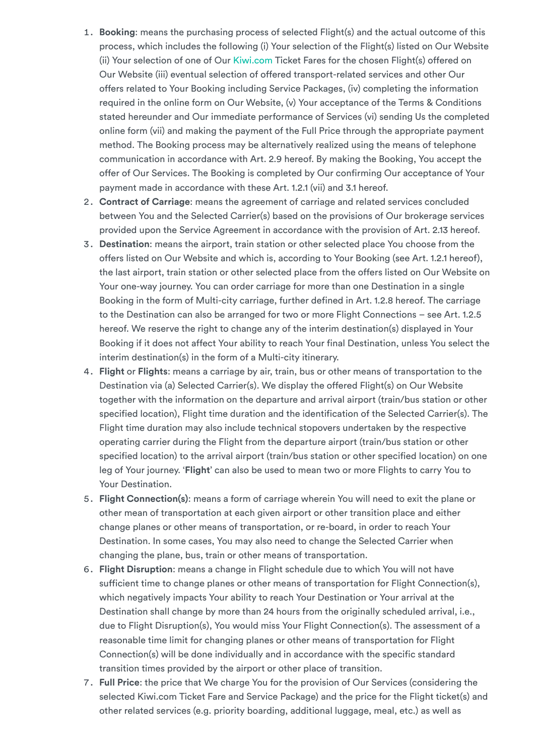1. **Booking**: means the purchasing process of selected Flight(s) and the actual outcome of this process, which includes the following (i) Your selection of the Flight(s) listed on Our Website (ii) Your selection of one of Our Kiwi.com Ticket Fares for the chosen Flight(s) offered on Our Website (iii) eventual selection of offered transport-related services and other Our offers related to Your Booking including Service Packages, (iv) completing the information required in the online form on Our Website, (v) Your acceptance of the Terms & Conditions stated hereunder and Our immediate performance of Services (vi) sending Us the completed online form (vii) and making the payment of the Full Price through the appropriate payment method. The Booking process may be alternatively realized using the means of telephone communication in accordance with Art. 2.9 hereof. By making the Booking, You accept the offer of Our Services. The Booking is completed by Our confirming Our acceptance of Your payment made in accordance with these Art. 1.2.1 (vii) and 3.1 hereof.
2. **Contract of Carriage**: means the agreement of carriage and related services concluded between You and the Selected Carrier(s) based on the provisions of Our brokerage services provided upon the Service Agreement in accordance with the provision of Art. 2.13 hereof.
3. **Destination**: means the airport, train station or other selected place You choose from the offers listed on Our Website and which is, according to Your Booking (see Art. 1.2.1 hereof), the last airport, train station or other selected place from the offers listed on Our Website on Your one-way journey. You can order carriage for more than one Destination in a single Booking in the form of Multi-city carriage, further defined in Art. 1.2.8 hereof. The carriage to the Destination can also be arranged for two or more Flight Connections – see Art. 1.2.5 hereof. We reserve the right to change any of the interim destination(s) displayed in Your Booking if it does not affect Your ability to reach Your final Destination, unless You select the interim destination(s) in the form of a Multi-city itinerary.
4. **Flight** or **Flights**: means a carriage by air, train, bus or other means of transportation to the Destination via (a) Selected Carrier(s). We display the offered Flight(s) on Our Website together with the information on the departure and arrival airport (train/bus station or other specified location), Flight time duration and the identification of the Selected Carrier(s). The Flight time duration may also include technical stopovers undertaken by the respective operating carrier during the Flight from the departure airport (train/bus station or other specified location) to the arrival airport (train/bus station or other specified location) on one leg of Your journey. '**Flight**' can also be used to mean two or more Flights to carry You to Your Destination.
5. **Flight Connection(s)**: means a form of carriage wherein You will need to exit the plane or other mean of transportation at each given airport or other transition place and either change planes or other means of transportation, or re-board, in order to reach Your Destination. In some cases, You may also need to change the Selected Carrier when changing the plane, bus, train or other means of transportation.
6. **Flight Disruption**: means a change in Flight schedule due to which You will not have sufficient time to change planes or other means of transportation for Flight Connection(s), which negatively impacts Your ability to reach Your Destination or Your arrival at the Destination shall change by more than 24 hours from the originally scheduled arrival, i.e., due to Flight Disruption(s), You would miss Your Flight Connection(s). The assessment of a reasonable time limit for changing planes or other means of transportation for Flight Connection(s) will be done individually and in accordance with the specific standard transition times provided by the airport or other place of transition.
7. **Full Price**: the price that We charge You for the provision of Our Services (considering the selected Kiwi.com Ticket Fare and Service Package) and the price for the Flight ticket(s) and other related services (e.g. priority boarding, additional luggage, meal, etc.) as well as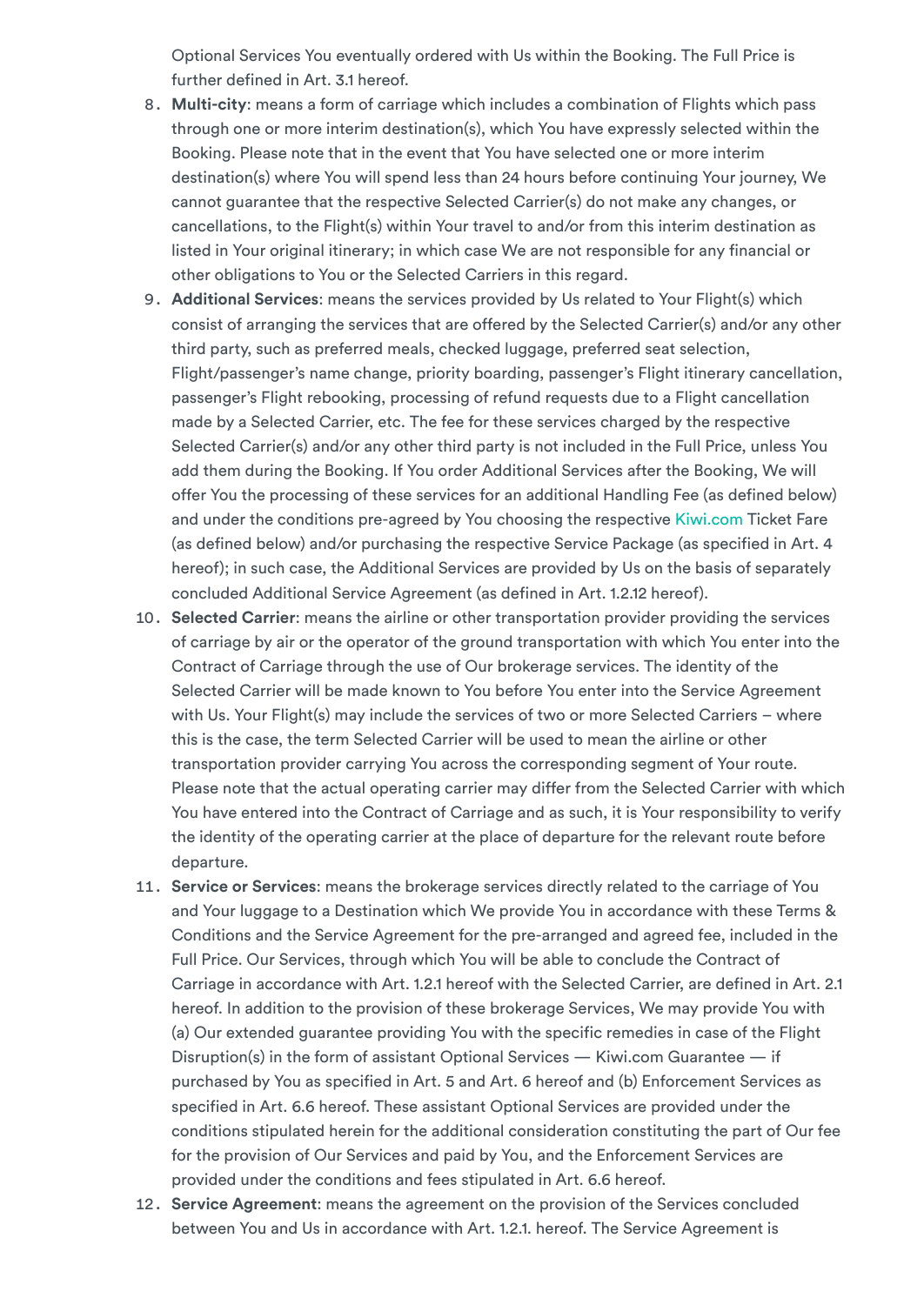Optional Services You eventually ordered with Us within the Booking. The Full Price is further defined in Art. 3.1 hereof.

8. **Multi-city**: means a form of carriage which includes a combination of Flights which pass through one or more interim destination(s), which You have expressly selected within the Booking. Please note that in the event that You have selected one or more interim destination(s) where You will spend less than 24 hours before continuing Your journey, We cannot guarantee that the respective Selected Carrier(s) do not make any changes, or cancellations, to the Flight(s) within Your travel to and/or from this interim destination as listed in Your original itinerary; in which case We are not responsible for any financial or other obligations to You or the Selected Carriers in this regard.
9. **Additional Services**: means the services provided by Us related to Your Flight(s) which consist of arranging the services that are offered by the Selected Carrier(s) and/or any other third party, such as preferred meals, checked luggage, preferred seat selection, Flight/passenger's name change, priority boarding, passenger's Flight itinerary cancellation, passenger's Flight rebooking, processing of refund requests due to a Flight cancellation made by a Selected Carrier, etc. The fee for these services charged by the respective Selected Carrier(s) and/or any other third party is not included in the Full Price, unless You add them during the Booking. If You order Additional Services after the Booking, We will offer You the processing of these services for an additional Handling Fee (as defined below) and under the conditions pre-agreed by You choosing the respective Kiwi.com Ticket Fare (as defined below) and/or purchasing the respective Service Package (as specified in Art. 4 hereof); in such case, the Additional Services are provided by Us on the basis of separately concluded Additional Service Agreement (as defined in Art. 1.2.12 hereof).
10. **Selected Carrier**: means the airline or other transportation provider providing the services of carriage by air or the operator of the ground transportation with which You enter into the Contract of Carriage through the use of Our brokerage services. The identity of the Selected Carrier will be made known to You before You enter into the Service Agreement with Us. Your Flight(s) may include the services of two or more Selected Carriers – where this is the case, the term Selected Carrier will be used to mean the airline or other transportation provider carrying You across the corresponding segment of Your route. Please note that the actual operating carrier may differ from the Selected Carrier with which You have entered into the Contract of Carriage and as such, it is Your responsibility to verify the identity of the operating carrier at the place of departure for the relevant route before departure.
11. **Service or Services**: means the brokerage services directly related to the carriage of You and Your luggage to a Destination which We provide You in accordance with these Terms & Conditions and the Service Agreement for the pre-arranged and agreed fee, included in the Full Price. Our Services, through which You will be able to conclude the Contract of Carriage in accordance with Art. 1.2.1 hereof with the Selected Carrier, are defined in Art. 2.1 hereof. In addition to the provision of these brokerage Services, We may provide You with (a) Our extended guarantee providing You with the specific remedies in case of the Flight Disruption(s) in the form of assistant Optional Services — Kiwi.com Guarantee — if purchased by You as specified in Art. 5 and Art. 6 hereof and (b) Enforcement Services as specified in Art. 6.6 hereof. These assistant Optional Services are provided under the conditions stipulated herein for the additional consideration constituting the part of Our fee for the provision of Our Services and paid by You, and the Enforcement Services are provided under the conditions and fees stipulated in Art. 6.6 hereof.
12. **Service Agreement**: means the agreement on the provision of the Services concluded between You and Us in accordance with Art. 1.2.1. hereof. The Service Agreement is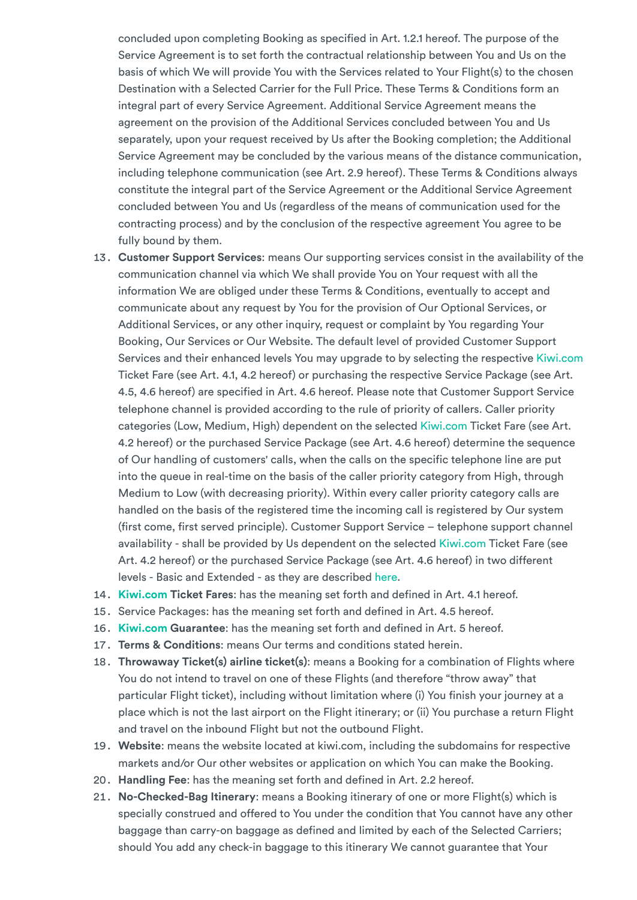concluded upon completing Booking as specified in Art. 1.2.1 hereof. The purpose of the Service Agreement is to set forth the contractual relationship between You and Us on the basis of which We will provide You with the Services related to Your Flight(s) to the chosen Destination with a Selected Carrier for the Full Price. These Terms & Conditions form an integral part of every Service Agreement. Additional Service Agreement means the agreement on the provision of the Additional Services concluded between You and Us separately, upon your request received by Us after the Booking completion; the Additional Service Agreement may be concluded by the various means of the distance communication, including telephone communication (see Art. 2.9 hereof). These Terms & Conditions always constitute the integral part of the Service Agreement or the Additional Service Agreement concluded between You and Us (regardless of the means of communication used for the contracting process) and by the conclusion of the respective agreement You agree to be fully bound by them.

13. **Customer Support Services**: means Our supporting services consist in the availability of the communication channel via which We shall provide You on Your request with all the information We are obliged under these Terms & Conditions, eventually to accept and communicate about any request by You for the provision of Our Optional Services, or Additional Services, or any other inquiry, request or complaint by You regarding Your Booking, Our Services or Our Website. The default level of provided Customer Support Services and their enhanced levels You may upgrade to by selecting the respective Kiwi.com Ticket Fare (see Art. 4.1, 4.2 hereof) or purchasing the respective Service Package (see Art. 4.5, 4.6 hereof) are specified in Art. 4.6 hereof. Please note that Customer Support Service telephone channel is provided according to the rule of priority of callers. Caller priority categories (Low, Medium, High) dependent on the selected Kiwi.com Ticket Fare (see Art. 4.2 hereof) or the purchased Service Package (see Art. 4.6 hereof) determine the sequence of Our handling of customers' calls, when the calls on the specific telephone line are put into the queue in real-time on the basis of the caller priority category from High, through Medium to Low (with decreasing priority). Within every caller priority category calls are handled on the basis of the registered time the incoming call is registered by Our system (first come, first served principle). Customer Support Service – telephone support channel availability - shall be provided by Us dependent on the selected Kiwi.com Ticket Fare (see Art. 4.2 hereof) or the purchased Service Package (see Art. 4.6 hereof) in two different levels - Basic and Extended - as they are described here.
14. **Kiwi.com Ticket Fares**: has the meaning set forth and defined in Art. 4.1 hereof.
15. Service Packages: has the meaning set forth and defined in Art. 4.5 hereof.
16. **Kiwi.com Guarantee**: has the meaning set forth and defined in Art. 5 hereof.
17. **Terms & Conditions**: means Our terms and conditions stated herein.
18. **Throwaway Ticket(s) airline ticket(s)**: means a Booking for a combination of Flights where You do not intend to travel on one of these Flights (and therefore "throw away" that particular Flight ticket), including without limitation where (i) You finish your journey at a place which is not the last airport on the Flight itinerary; or (ii) You purchase a return Flight and travel on the inbound Flight but not the outbound Flight.
19. **Website**: means the website located at kiwi.com, including the subdomains for respective markets and/or Our other websites or application on which You can make the Booking.
20. **Handling Fee**: has the meaning set forth and defined in Art. 2.2 hereof.
21. **No-Checked-Bag Itinerary**: means a Booking itinerary of one or more Flight(s) which is specially construed and offered to You under the condition that You cannot have any other baggage than carry-on baggage as defined and limited by each of the Selected Carriers; should You add any check-in baggage to this itinerary We cannot guarantee that Your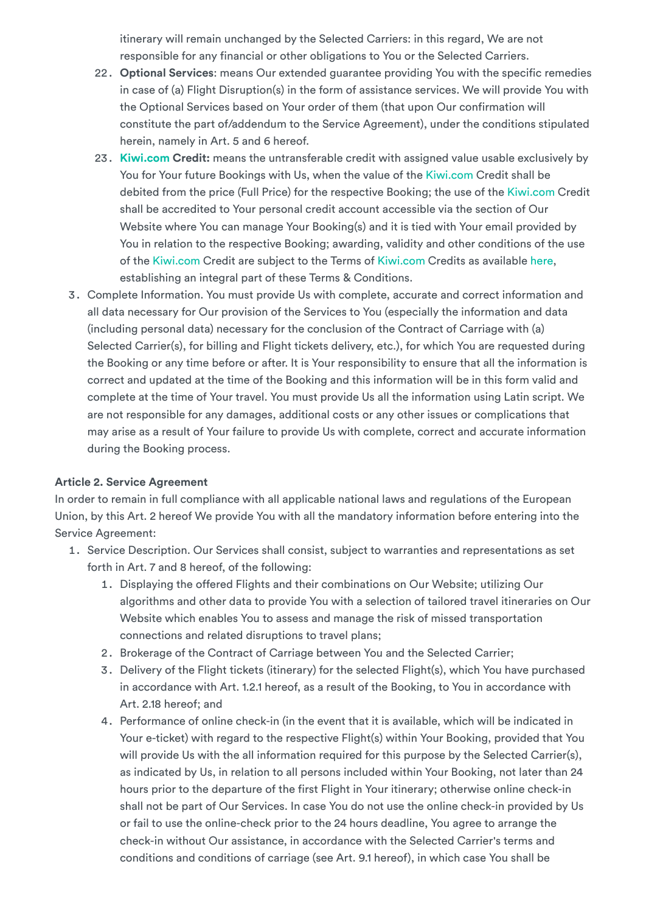itinerary will remain unchanged by the Selected Carriers: in this regard, We are not responsible for any financial or other obligations to You or the Selected Carriers.

22. **Optional Services**: means Our extended guarantee providing You with the specific remedies in case of (a) Flight Disruption(s) in the form of assistance services. We will provide You with the Optional Services based on Your order of them (that upon Our confirmation will constitute the part of/addendum to the Service Agreement), under the conditions stipulated herein, namely in Art. 5 and 6 hereof.
23. **Kiwi.com Credit:** means the untransferable credit with assigned value usable exclusively by You for Your future Bookings with Us, when the value of the Kiwi.com Credit shall be debited from the price (Full Price) for the respective Booking; the use of the Kiwi.com Credit shall be accredited to Your personal credit account accessible via the section of Our Website where You can manage Your Booking(s) and it is tied with Your email provided by You in relation to the respective Booking; awarding, validity and other conditions of the use of the Kiwi.com Credit are subject to the Terms of Kiwi.com Credits as available here, establishing an integral part of these Terms & Conditions.

3. Complete Information. You must provide Us with complete, accurate and correct information and all data necessary for Our provision of the Services to You (especially the information and data (including personal data) necessary for the conclusion of the Contract of Carriage with (a) Selected Carrier(s), for billing and Flight tickets delivery, etc.), for which You are requested during the Booking or any time before or after. It is Your responsibility to ensure that all the information is correct and updated at the time of the Booking and this information will be in this form valid and complete at the time of Your travel. You must provide Us all the information using Latin script. We are not responsible for any damages, additional costs or any other issues or complications that may arise as a result of Your failure to provide Us with complete, correct and accurate information during the Booking process.

**Article 2. Service Agreement**

In order to remain in full compliance with all applicable national laws and regulations of the European Union, by this Art. 2 hereof We provide You with all the mandatory information before entering into the Service Agreement:

1. Service Description. Our Services shall consist, subject to warranties and representations as set forth in Art. 7 and 8 hereof, of the following:
   1. Displaying the offered Flights and their combinations on Our Website; utilizing Our algorithms and other data to provide You with a selection of tailored travel itineraries on Our Website which enables You to assess and manage the risk of missed transportation connections and related disruptions to travel plans;
   2. Brokerage of the Contract of Carriage between You and the Selected Carrier;
   3. Delivery of the Flight tickets (itinerary) for the selected Flight(s), which You have purchased in accordance with Art. 1.2.1 hereof, as a result of the Booking, to You in accordance with Art. 2.18 hereof; and
   4. Performance of online check-in (in the event that it is available, which will be indicated in Your e-ticket) with regard to the respective Flight(s) within Your Booking, provided that You will provide Us with the all information required for this purpose by the Selected Carrier(s), as indicated by Us, in relation to all persons included within Your Booking, not later than 24 hours prior to the departure of the first Flight in Your itinerary; otherwise online check-in shall not be part of Our Services. In case You do not use the online check-in provided by Us or fail to use the online-check prior to the 24 hours deadline, You agree to arrange the check-in without Our assistance, in accordance with the Selected Carrier's terms and conditions and conditions of carriage (see Art. 9.1 hereof), in which case You shall be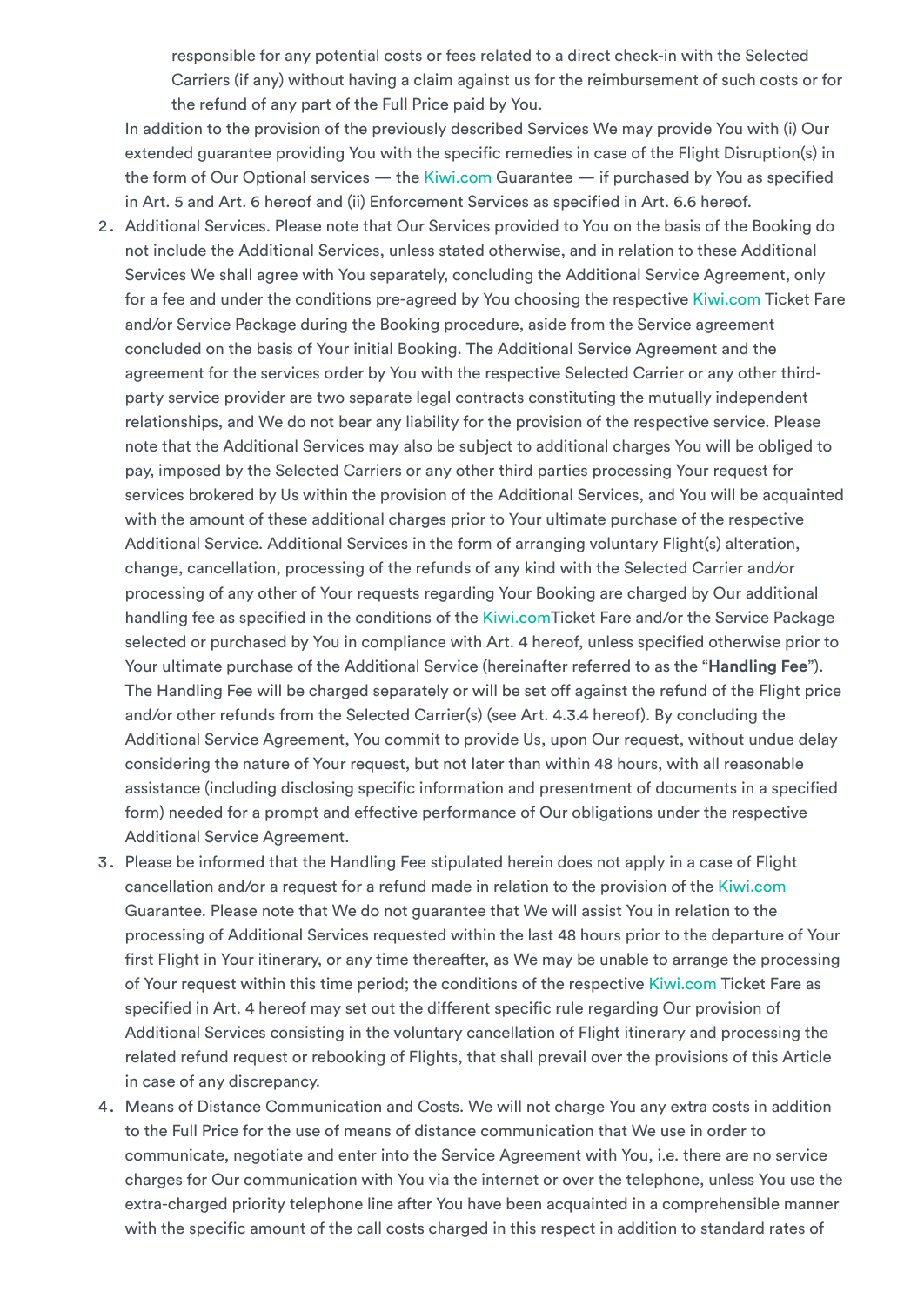responsible for any potential costs or fees related to a direct check-in with the Selected Carriers (if any) without having a claim against us for the reimbursement of such costs or for the refund of any part of the Full Price paid by You.

In addition to the provision of the previously described Services We may provide You with (i) Our extended guarantee providing You with the specific remedies in case of the Flight Disruption(s) in the form of Our Optional services — the Kiwi.com Guarantee — if purchased by You as specified in Art. 5 and Art. 6 hereof and (ii) Enforcement Services as specified in Art. 6.6 hereof.

2. Additional Services. Please note that Our Services provided to You on the basis of the Booking do not include the Additional Services, unless stated otherwise, and in relation to these Additional Services We shall agree with You separately, concluding the Additional Service Agreement, only for a fee and under the conditions pre-agreed by You choosing the respective Kiwi.com Ticket Fare and/or Service Package during the Booking procedure, aside from the Service agreement concluded on the basis of Your initial Booking. The Additional Service Agreement and the agreement for the services order by You with the respective Selected Carrier or any other third-party service provider are two separate legal contracts constituting the mutually independent relationships, and We do not bear any liability for the provision of the respective service. Please note that the Additional Services may also be subject to additional charges You will be obliged to pay, imposed by the Selected Carriers or any other third parties processing Your request for services brokered by Us within the provision of the Additional Services, and You will be acquainted with the amount of these additional charges prior to Your ultimate purchase of the respective Additional Service. Additional Services in the form of arranging voluntary Flight(s) alteration, change, cancellation, processing of the refunds of any kind with the Selected Carrier and/or processing of any other of Your requests regarding Your Booking are charged by Our additional handling fee as specified in the conditions of the Kiwi.comTicket Fare and/or the Service Package selected or purchased by You in compliance with Art. 4 hereof, unless specified otherwise prior to Your ultimate purchase of the Additional Service (hereinafter referred to as the "**Handling Fee**"). The Handling Fee will be charged separately or will be set off against the refund of the Flight price and/or other refunds from the Selected Carrier(s) (see Art. 4.3.4 hereof). By concluding the Additional Service Agreement, You commit to provide Us, upon Our request, without undue delay considering the nature of Your request, but not later than within 48 hours, with all reasonable assistance (including disclosing specific information and presentment of documents in a specified form) needed for a prompt and effective performance of Our obligations under the respective Additional Service Agreement.

3. Please be informed that the Handling Fee stipulated herein does not apply in a case of Flight cancellation and/or a request for a refund made in relation to the provision of the Kiwi.com Guarantee. Please note that We do not guarantee that We will assist You in relation to the processing of Additional Services requested within the last 48 hours prior to the departure of Your first Flight in Your itinerary, or any time thereafter, as We may be unable to arrange the processing of Your request within this time period; the conditions of the respective Kiwi.com Ticket Fare as specified in Art. 4 hereof may set out the different specific rule regarding Our provision of Additional Services consisting in the voluntary cancellation of Flight itinerary and processing the related refund request or rebooking of Flights, that shall prevail over the provisions of this Article in case of any discrepancy.

4. Means of Distance Communication and Costs. We will not charge You any extra costs in addition to the Full Price for the use of means of distance communication that We use in order to communicate, negotiate and enter into the Service Agreement with You, i.e. there are no service charges for Our communication with You via the internet or over the telephone, unless You use the extra-charged priority telephone line after You have been acquainted in a comprehensible manner with the specific amount of the call costs charged in this respect in addition to standard rates of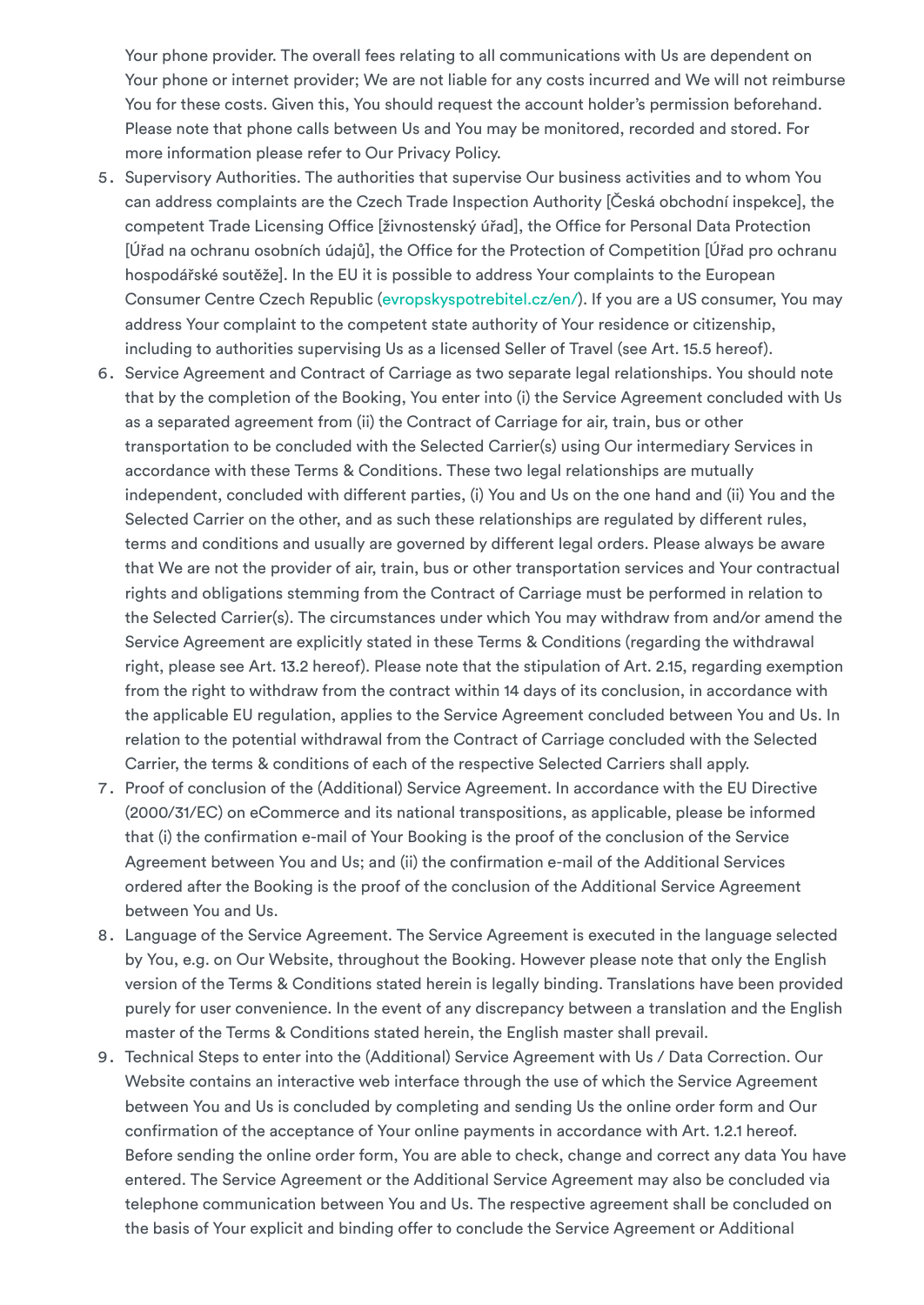Your phone provider. The overall fees relating to all communications with Us are dependent on Your phone or internet provider; We are not liable for any costs incurred and We will not reimburse You for these costs. Given this, You should request the account holder's permission beforehand. Please note that phone calls between Us and You may be monitored, recorded and stored. For more information please refer to Our Privacy Policy.

5. Supervisory Authorities. The authorities that supervise Our business activities and to whom You can address complaints are the Czech Trade Inspection Authority [Česká obchodní inspekce], the competent Trade Licensing Office [živnostenský úřad], the Office for Personal Data Protection [Úřad na ochranu osobních údajů], the Office for the Protection of Competition [Úřad pro ochranu hospodářské soutěže]. In the EU it is possible to address Your complaints to the European Consumer Centre Czech Republic (evropskyspotrebitel.cz/en/). If you are a US consumer, You may address Your complaint to the competent state authority of Your residence or citizenship, including to authorities supervising Us as a licensed Seller of Travel (see Art. 15.5 hereof).
6. Service Agreement and Contract of Carriage as two separate legal relationships. You should note that by the completion of the Booking, You enter into (i) the Service Agreement concluded with Us as a separated agreement from (ii) the Contract of Carriage for air, train, bus or other transportation to be concluded with the Selected Carrier(s) using Our intermediary Services in accordance with these Terms & Conditions. These two legal relationships are mutually independent, concluded with different parties, (i) You and Us on the one hand and (ii) You and the Selected Carrier on the other, and as such these relationships are regulated by different rules, terms and conditions and usually are governed by different legal orders. Please always be aware that We are not the provider of air, train, bus or other transportation services and Your contractual rights and obligations stemming from the Contract of Carriage must be performed in relation to the Selected Carrier(s). The circumstances under which You may withdraw from and/or amend the Service Agreement are explicitly stated in these Terms & Conditions (regarding the withdrawal right, please see Art. 13.2 hereof). Please note that the stipulation of Art. 2.15, regarding exemption from the right to withdraw from the contract within 14 days of its conclusion, in accordance with the applicable EU regulation, applies to the Service Agreement concluded between You and Us. In relation to the potential withdrawal from the Contract of Carriage concluded with the Selected Carrier, the terms & conditions of each of the respective Selected Carriers shall apply.
7. Proof of conclusion of the (Additional) Service Agreement. In accordance with the EU Directive (2000/31/EC) on eCommerce and its national transpositions, as applicable, please be informed that (i) the confirmation e-mail of Your Booking is the proof of the conclusion of the Service Agreement between You and Us; and (ii) the confirmation e-mail of the Additional Services ordered after the Booking is the proof of the conclusion of the Additional Service Agreement between You and Us.
8. Language of the Service Agreement. The Service Agreement is executed in the language selected by You, e.g. on Our Website, throughout the Booking. However please note that only the English version of the Terms & Conditions stated herein is legally binding. Translations have been provided purely for user convenience. In the event of any discrepancy between a translation and the English master of the Terms & Conditions stated herein, the English master shall prevail.
9. Technical Steps to enter into the (Additional) Service Agreement with Us / Data Correction. Our Website contains an interactive web interface through the use of which the Service Agreement between You and Us is concluded by completing and sending Us the online order form and Our confirmation of the acceptance of Your online payments in accordance with Art. 1.2.1 hereof. Before sending the online order form, You are able to check, change and correct any data You have entered. The Service Agreement or the Additional Service Agreement may also be concluded via telephone communication between You and Us. The respective agreement shall be concluded on the basis of Your explicit and binding offer to conclude the Service Agreement or Additional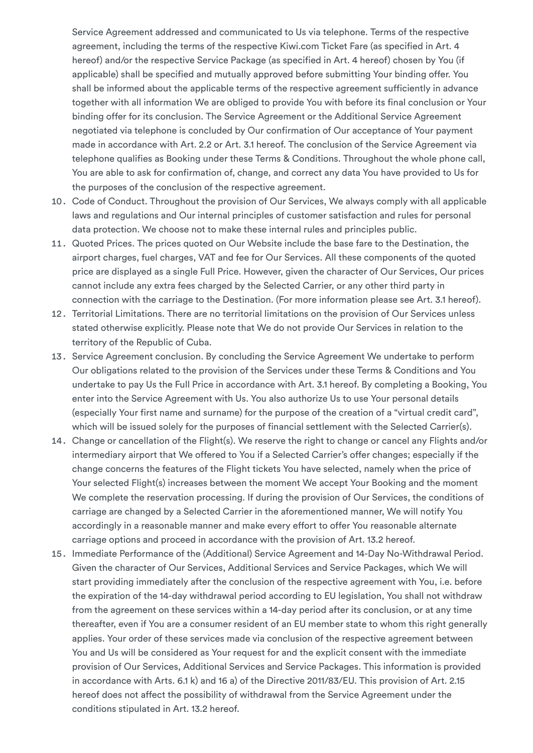Service Agreement addressed and communicated to Us via telephone. Terms of the respective agreement, including the terms of the respective Kiwi.com Ticket Fare (as specified in Art. 4 hereof) and/or the respective Service Package (as specified in Art. 4 hereof) chosen by You (if applicable) shall be specified and mutually approved before submitting Your binding offer. You shall be informed about the applicable terms of the respective agreement sufficiently in advance together with all information We are obliged to provide You with before its final conclusion or Your binding offer for its conclusion. The Service Agreement or the Additional Service Agreement negotiated via telephone is concluded by Our confirmation of Our acceptance of Your payment made in accordance with Art. 2.2 or Art. 3.1 hereof. The conclusion of the Service Agreement via telephone qualifies as Booking under these Terms & Conditions. Throughout the whole phone call, You are able to ask for confirmation of, change, and correct any data You have provided to Us for the purposes of the conclusion of the respective agreement.

10. Code of Conduct. Throughout the provision of Our Services, We always comply with all applicable laws and regulations and Our internal principles of customer satisfaction and rules for personal data protection. We choose not to make these internal rules and principles public.
11. Quoted Prices. The prices quoted on Our Website include the base fare to the Destination, the airport charges, fuel charges, VAT and fee for Our Services. All these components of the quoted price are displayed as a single Full Price. However, given the character of Our Services, Our prices cannot include any extra fees charged by the Selected Carrier, or any other third party in connection with the carriage to the Destination. (For more information please see Art. 3.1 hereof).
12. Territorial Limitations. There are no territorial limitations on the provision of Our Services unless stated otherwise explicitly. Please note that We do not provide Our Services in relation to the territory of the Republic of Cuba.
13. Service Agreement conclusion. By concluding the Service Agreement We undertake to perform Our obligations related to the provision of the Services under these Terms & Conditions and You undertake to pay Us the Full Price in accordance with Art. 3.1 hereof. By completing a Booking, You enter into the Service Agreement with Us. You also authorize Us to use Your personal details (especially Your first name and surname) for the purpose of the creation of a "virtual credit card", which will be issued solely for the purposes of financial settlement with the Selected Carrier(s).
14. Change or cancellation of the Flight(s). We reserve the right to change or cancel any Flights and/or intermediary airport that We offered to You if a Selected Carrier's offer changes; especially if the change concerns the features of the Flight tickets You have selected, namely when the price of Your selected Flight(s) increases between the moment We accept Your Booking and the moment We complete the reservation processing. If during the provision of Our Services, the conditions of carriage are changed by a Selected Carrier in the aforementioned manner, We will notify You accordingly in a reasonable manner and make every effort to offer You reasonable alternate carriage options and proceed in accordance with the provision of Art. 13.2 hereof.
15. Immediate Performance of the (Additional) Service Agreement and 14-Day No-Withdrawal Period. Given the character of Our Services, Additional Services and Service Packages, which We will start providing immediately after the conclusion of the respective agreement with You, i.e. before the expiration of the 14-day withdrawal period according to EU legislation, You shall not withdraw from the agreement on these services within a 14-day period after its conclusion, or at any time thereafter, even if You are a consumer resident of an EU member state to whom this right generally applies. Your order of these services made via conclusion of the respective agreement between You and Us will be considered as Your request for and the explicit consent with the immediate provision of Our Services, Additional Services and Service Packages. This information is provided in accordance with Arts. 6.1 k) and 16 a) of the Directive 2011/83/EU. This provision of Art. 2.15 hereof does not affect the possibility of withdrawal from the Service Agreement under the conditions stipulated in Art. 13.2 hereof.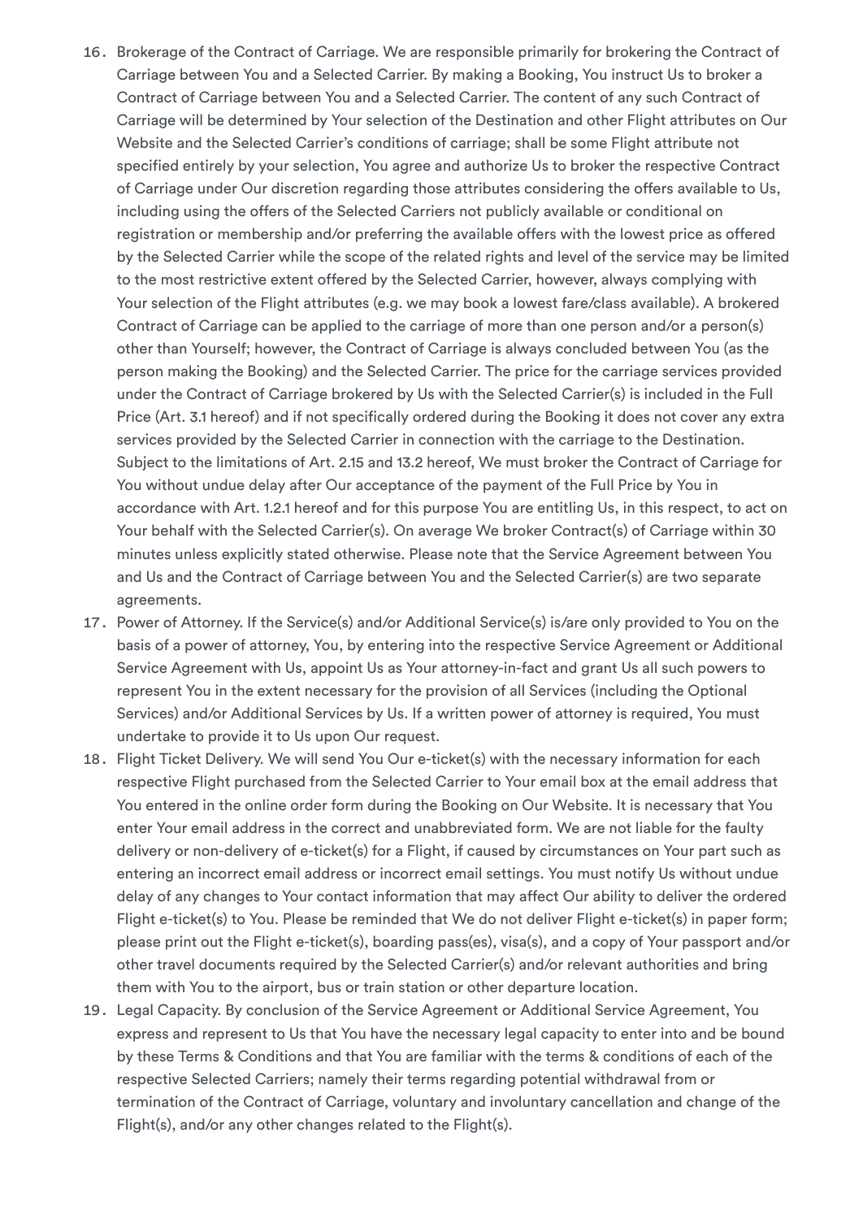16. Brokerage of the Contract of Carriage. We are responsible primarily for brokering the Contract of Carriage between You and a Selected Carrier. By making a Booking, You instruct Us to broker a Contract of Carriage between You and a Selected Carrier. The content of any such Contract of Carriage will be determined by Your selection of the Destination and other Flight attributes on Our Website and the Selected Carrier's conditions of carriage; shall be some Flight attribute not specified entirely by your selection, You agree and authorize Us to broker the respective Contract of Carriage under Our discretion regarding those attributes considering the offers available to Us, including using the offers of the Selected Carriers not publicly available or conditional on registration or membership and/or preferring the available offers with the lowest price as offered by the Selected Carrier while the scope of the related rights and level of the service may be limited to the most restrictive extent offered by the Selected Carrier, however, always complying with Your selection of the Flight attributes (e.g. we may book a lowest fare/class available). A brokered Contract of Carriage can be applied to the carriage of more than one person and/or a person(s) other than Yourself; however, the Contract of Carriage is always concluded between You (as the person making the Booking) and the Selected Carrier. The price for the carriage services provided under the Contract of Carriage brokered by Us with the Selected Carrier(s) is included in the Full Price (Art. 3.1 hereof) and if not specifically ordered during the Booking it does not cover any extra services provided by the Selected Carrier in connection with the carriage to the Destination. Subject to the limitations of Art. 2.15 and 13.2 hereof, We must broker the Contract of Carriage for You without undue delay after Our acceptance of the payment of the Full Price by You in accordance with Art. 1.2.1 hereof and for this purpose You are entitling Us, in this respect, to act on Your behalf with the Selected Carrier(s). On average We broker Contract(s) of Carriage within 30 minutes unless explicitly stated otherwise. Please note that the Service Agreement between You and Us and the Contract of Carriage between You and the Selected Carrier(s) are two separate agreements.
17. Power of Attorney. If the Service(s) and/or Additional Service(s) is/are only provided to You on the basis of a power of attorney, You, by entering into the respective Service Agreement or Additional Service Agreement with Us, appoint Us as Your attorney-in-fact and grant Us all such powers to represent You in the extent necessary for the provision of all Services (including the Optional Services) and/or Additional Services by Us. If a written power of attorney is required, You must undertake to provide it to Us upon Our request.
18. Flight Ticket Delivery. We will send You Our e-ticket(s) with the necessary information for each respective Flight purchased from the Selected Carrier to Your email box at the email address that You entered in the online order form during the Booking on Our Website. It is necessary that You enter Your email address in the correct and unabbreviated form. We are not liable for the faulty delivery or non-delivery of e-ticket(s) for a Flight, if caused by circumstances on Your part such as entering an incorrect email address or incorrect email settings. You must notify Us without undue delay of any changes to Your contact information that may affect Our ability to deliver the ordered Flight e-ticket(s) to You. Please be reminded that We do not deliver Flight e-ticket(s) in paper form; please print out the Flight e-ticket(s), boarding pass(es), visa(s), and a copy of Your passport and/or other travel documents required by the Selected Carrier(s) and/or relevant authorities and bring them with You to the airport, bus or train station or other departure location.
19. Legal Capacity. By conclusion of the Service Agreement or Additional Service Agreement, You express and represent to Us that You have the necessary legal capacity to enter into and be bound by these Terms & Conditions and that You are familiar with the terms & conditions of each of the respective Selected Carriers; namely their terms regarding potential withdrawal from or termination of the Contract of Carriage, voluntary and involuntary cancellation and change of the Flight(s), and/or any other changes related to the Flight(s).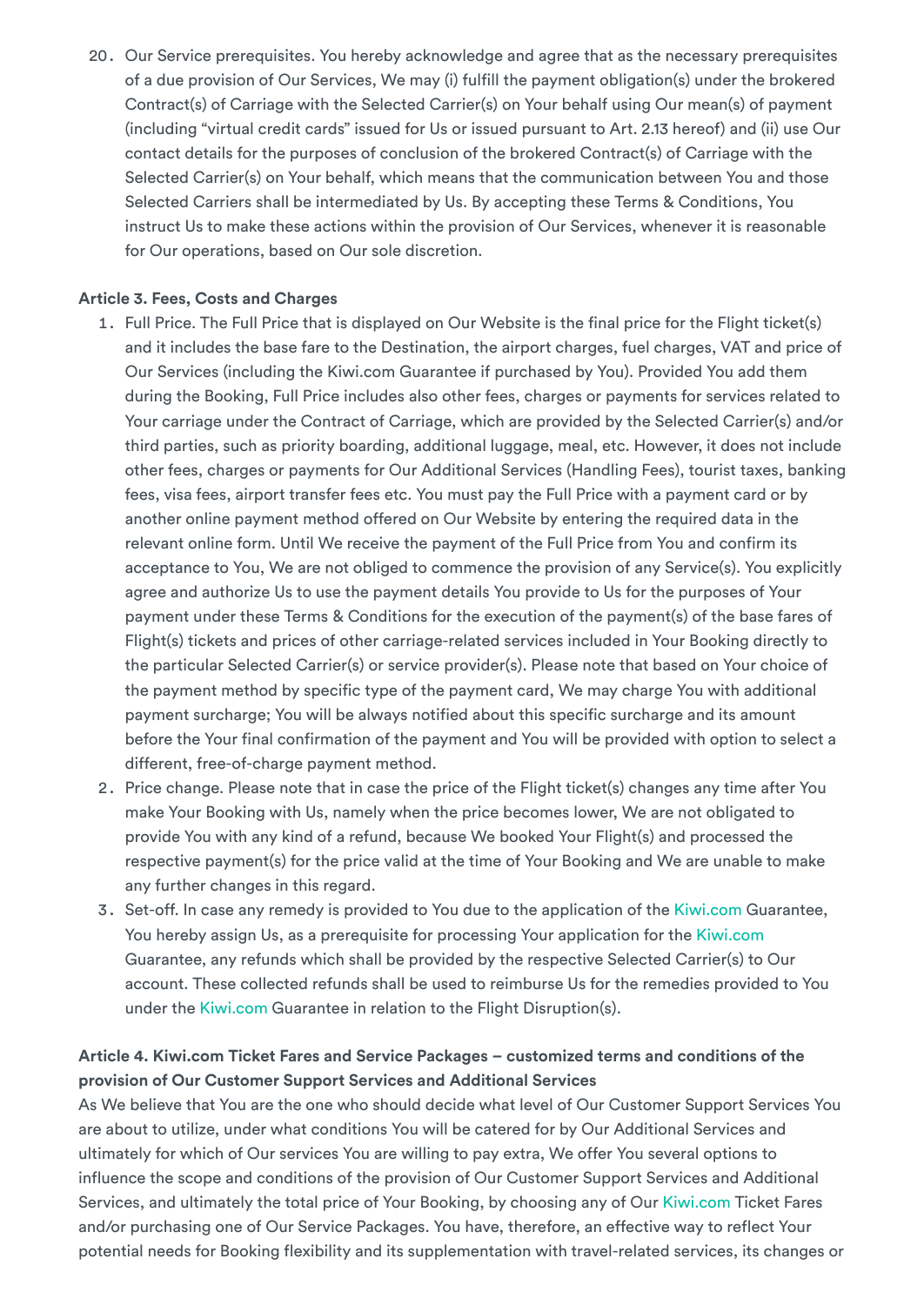20. Our Service prerequisites. You hereby acknowledge and agree that as the necessary prerequisites of a due provision of Our Services, We may (i) fulfill the payment obligation(s) under the brokered Contract(s) of Carriage with the Selected Carrier(s) on Your behalf using Our mean(s) of payment (including "virtual credit cards" issued for Us or issued pursuant to Art. 2.13 hereof) and (ii) use Our contact details for the purposes of conclusion of the brokered Contract(s) of Carriage with the Selected Carrier(s) on Your behalf, which means that the communication between You and those Selected Carriers shall be intermediated by Us. By accepting these Terms & Conditions, You instruct Us to make these actions within the provision of Our Services, whenever it is reasonable for Our operations, based on Our sole discretion.

**Article 3. Fees, Costs and Charges**

1. Full Price. The Full Price that is displayed on Our Website is the final price for the Flight ticket(s) and it includes the base fare to the Destination, the airport charges, fuel charges, VAT and price of Our Services (including the Kiwi.com Guarantee if purchased by You). Provided You add them during the Booking, Full Price includes also other fees, charges or payments for services related to Your carriage under the Contract of Carriage, which are provided by the Selected Carrier(s) and/or third parties, such as priority boarding, additional luggage, meal, etc. However, it does not include other fees, charges or payments for Our Additional Services (Handling Fees), tourist taxes, banking fees, visa fees, airport transfer fees etc. You must pay the Full Price with a payment card or by another online payment method offered on Our Website by entering the required data in the relevant online form. Until We receive the payment of the Full Price from You and confirm its acceptance to You, We are not obliged to commence the provision of any Service(s). You explicitly agree and authorize Us to use the payment details You provide to Us for the purposes of Your payment under these Terms & Conditions for the execution of the payment(s) of the base fares of Flight(s) tickets and prices of other carriage-related services included in Your Booking directly to the particular Selected Carrier(s) or service provider(s). Please note that based on Your choice of the payment method by specific type of the payment card, We may charge You with additional payment surcharge; You will be always notified about this specific surcharge and its amount before the Your final confirmation of the payment and You will be provided with option to select a different, free-of-charge payment method.
2. Price change. Please note that in case the price of the Flight ticket(s) changes any time after You make Your Booking with Us, namely when the price becomes lower, We are not obligated to provide You with any kind of a refund, because We booked Your Flight(s) and processed the respective payment(s) for the price valid at the time of Your Booking and We are unable to make any further changes in this regard.
3. Set-off. In case any remedy is provided to You due to the application of the Kiwi.com Guarantee, You hereby assign Us, as a prerequisite for processing Your application for the Kiwi.com Guarantee, any refunds which shall be provided by the respective Selected Carrier(s) to Our account. These collected refunds shall be used to reimburse Us for the remedies provided to You under the Kiwi.com Guarantee in relation to the Flight Disruption(s).

**Article 4. Kiwi.com Ticket Fares and Service Packages – customized terms and conditions of the provision of Our Customer Support Services and Additional Services**

As We believe that You are the one who should decide what level of Our Customer Support Services You are about to utilize, under what conditions You will be catered for by Our Additional Services and ultimately for which of Our services You are willing to pay extra, We offer You several options to influence the scope and conditions of the provision of Our Customer Support Services and Additional Services, and ultimately the total price of Your Booking, by choosing any of Our Kiwi.com Ticket Fares and/or purchasing one of Our Service Packages. You have, therefore, an effective way to reflect Your potential needs for Booking flexibility and its supplementation with travel-related services, its changes or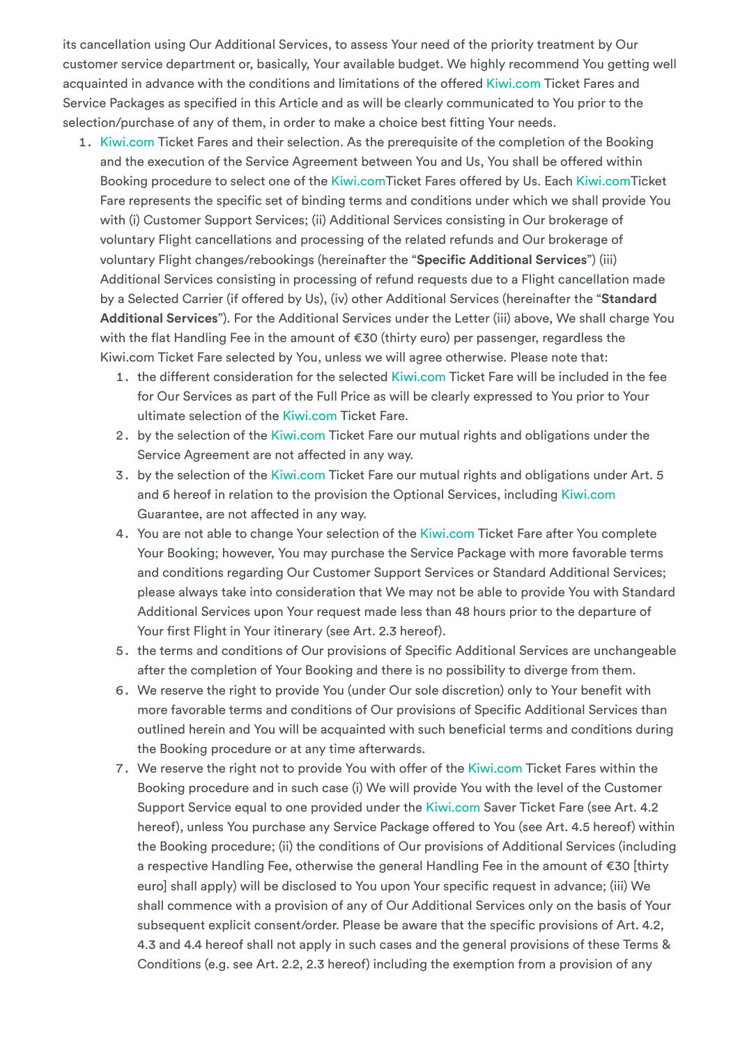its cancellation using Our Additional Services, to assess Your need of the priority treatment by Our customer service department or, basically, Your available budget. We highly recommend You getting well acquainted in advance with the conditions and limitations of the offered Kiwi.com Ticket Fares and Service Packages as specified in this Article and as will be clearly communicated to You prior to the selection/purchase of any of them, in order to make a choice best fitting Your needs.

1. Kiwi.com Ticket Fares and their selection. As the prerequisite of the completion of the Booking and the execution of the Service Agreement between You and Us, You shall be offered within Booking procedure to select one of the Kiwi.comTicket Fares offered by Us. Each Kiwi.comTicket Fare represents the specific set of binding terms and conditions under which we shall provide You with (i) Customer Support Services; (ii) Additional Services consisting in Our brokerage of voluntary Flight cancellations and processing of the related refunds and Our brokerage of voluntary Flight changes/rebookings (hereinafter the "**Specific Additional Services**") (iii) Additional Services consisting in processing of refund requests due to a Flight cancellation made by a Selected Carrier (if offered by Us), (iv) other Additional Services (hereinafter the "**Standard Additional Services**"). For the Additional Services under the Letter (iii) above, We shall charge You with the flat Handling Fee in the amount of €30 (thirty euro) per passenger, regardless the Kiwi.com Ticket Fare selected by You, unless we will agree otherwise. Please note that:
   1. the different consideration for the selected Kiwi.com Ticket Fare will be included in the fee for Our Services as part of the Full Price as will be clearly expressed to You prior to Your ultimate selection of the Kiwi.com Ticket Fare.
   2. by the selection of the Kiwi.com Ticket Fare our mutual rights and obligations under the Service Agreement are not affected in any way.
   3. by the selection of the Kiwi.com Ticket Fare our mutual rights and obligations under Art. 5 and 6 hereof in relation to the provision the Optional Services, including Kiwi.com Guarantee, are not affected in any way.
   4. You are not able to change Your selection of the Kiwi.com Ticket Fare after You complete Your Booking; however, You may purchase the Service Package with more favorable terms and conditions regarding Our Customer Support Services or Standard Additional Services; please always take into consideration that We may not be able to provide You with Standard Additional Services upon Your request made less than 48 hours prior to the departure of Your first Flight in Your itinerary (see Art. 2.3 hereof).
   5. the terms and conditions of Our provisions of Specific Additional Services are unchangeable after the completion of Your Booking and there is no possibility to diverge from them.
   6. We reserve the right to provide You (under Our sole discretion) only to Your benefit with more favorable terms and conditions of Our provisions of Specific Additional Services than outlined herein and You will be acquainted with such beneficial terms and conditions during the Booking procedure or at any time afterwards.
   7. We reserve the right not to provide You with offer of the Kiwi.com Ticket Fares within the Booking procedure and in such case (i) We will provide You with the level of the Customer Support Service equal to one provided under the Kiwi.com Saver Ticket Fare (see Art. 4.2 hereof), unless You purchase any Service Package offered to You (see Art. 4.5 hereof) within the Booking procedure; (ii) the conditions of Our provisions of Additional Services (including a respective Handling Fee, otherwise the general Handling Fee in the amount of €30 [thirty euro] shall apply) will be disclosed to You upon Your specific request in advance; (iii) We shall commence with a provision of any of Our Additional Services only on the basis of Your subsequent explicit consent/order. Please be aware that the specific provisions of Art. 4.2, 4.3 and 4.4 hereof shall not apply in such cases and the general provisions of these Terms & Conditions (e.g. see Art. 2.2, 2.3 hereof) including the exemption from a provision of any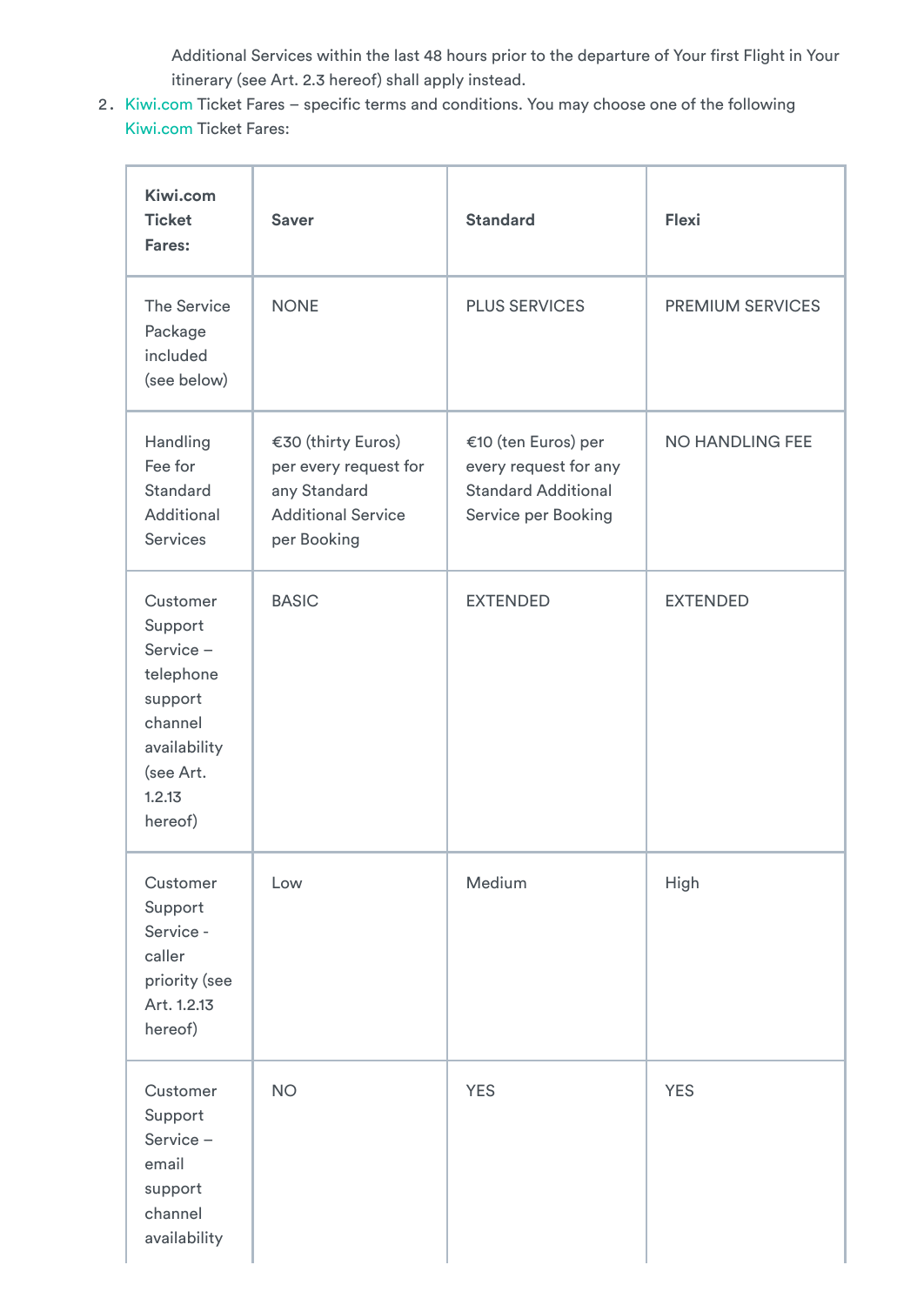Additional Services within the last 48 hours prior to the departure of Your first Flight in Your itinerary (see Art. 2.3 hereof) shall apply instead.

2. Kiwi.com Ticket Fares – specific terms and conditions. You may choose one of the following Kiwi.com Ticket Fares:

| **Kiwi.com Ticket Fares:** | **Saver** | **Standard** | **Flexi** |
| --- | --- | --- | --- |
| The Service Package included (see below) | NONE | PLUS SERVICES | PREMIUM SERVICES |
| Handling Fee for Standard Additional Services | €30 (thirty Euros) per every request for any Standard Additional Service per Booking | €10 (ten Euros) per every request for any Standard Additional Service per Booking | NO HANDLING FEE |
| Customer Support Service – telephone support channel availability (see Art. 1.2.13 hereof) | BASIC | EXTENDED | EXTENDED |
| Customer Support Service - caller priority (see Art. 1.2.13 hereof) | Low | Medium | High |
| Customer Support Service – email support channel availability | NO | YES | YES |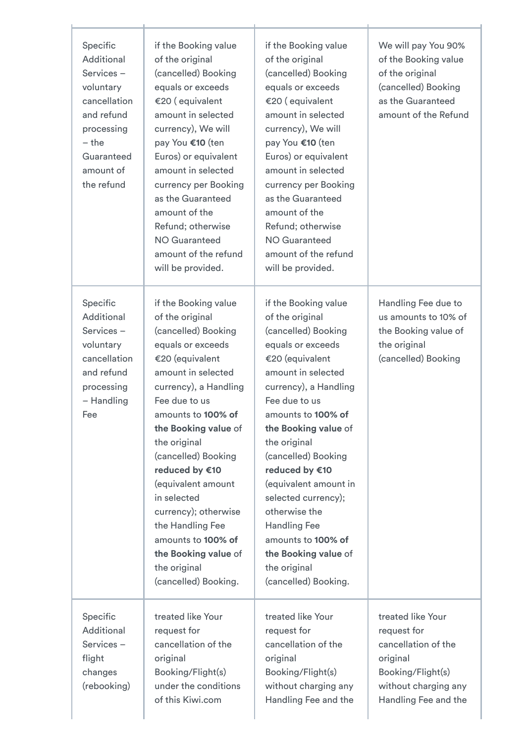| | | | |
|---|---|---|---|
| Specific Additional Services – voluntary cancellation and refund processing – the Guaranteed amount of the refund | if the Booking value of the original (cancelled) Booking equals or exceeds €20 ( equivalent amount in selected currency), We will pay You **€10** (ten Euros) or equivalent amount in selected currency per Booking as the Guaranteed amount of the Refund; otherwise NO Guaranteed amount of the refund will be provided. | if the Booking value of the original (cancelled) Booking equals or exceeds €20 ( equivalent amount in selected currency), We will pay You **€10** (ten Euros) or equivalent amount in selected currency per Booking as the Guaranteed amount of the Refund; otherwise NO Guaranteed amount of the refund will be provided. | We will pay You 90% of the Booking value of the original (cancelled) Booking as the Guaranteed amount of the Refund |
| Specific Additional Services – voluntary cancellation and refund processing – Handling Fee | if the Booking value of the original (cancelled) Booking equals or exceeds €20 (equivalent amount in selected currency), a Handling Fee due to us amounts to **100% of the Booking value** of the original (cancelled) Booking **reduced by €10** (equivalent amount in selected currency); otherwise the Handling Fee amounts to **100% of the Booking value** of the original (cancelled) Booking. | if the Booking value of the original (cancelled) Booking equals or exceeds €20 (equivalent amount in selected currency), a Handling Fee due to us amounts to **100% of the Booking value** of the original (cancelled) Booking **reduced by €10** (equivalent amount in selected currency); otherwise the Handling Fee amounts to **100% of the Booking value** of the original (cancelled) Booking. | Handling Fee due to us amounts to 10% of the Booking value of the original (cancelled) Booking |
| Specific Additional Services – flight changes (rebooking) | treated like Your request for cancellation of the original Booking/Flight(s) under the conditions of this Kiwi.com | treated like Your request for cancellation of the original Booking/Flight(s) without charging any Handling Fee and the | treated like Your request for cancellation of the original Booking/Flight(s) without charging any Handling Fee and the |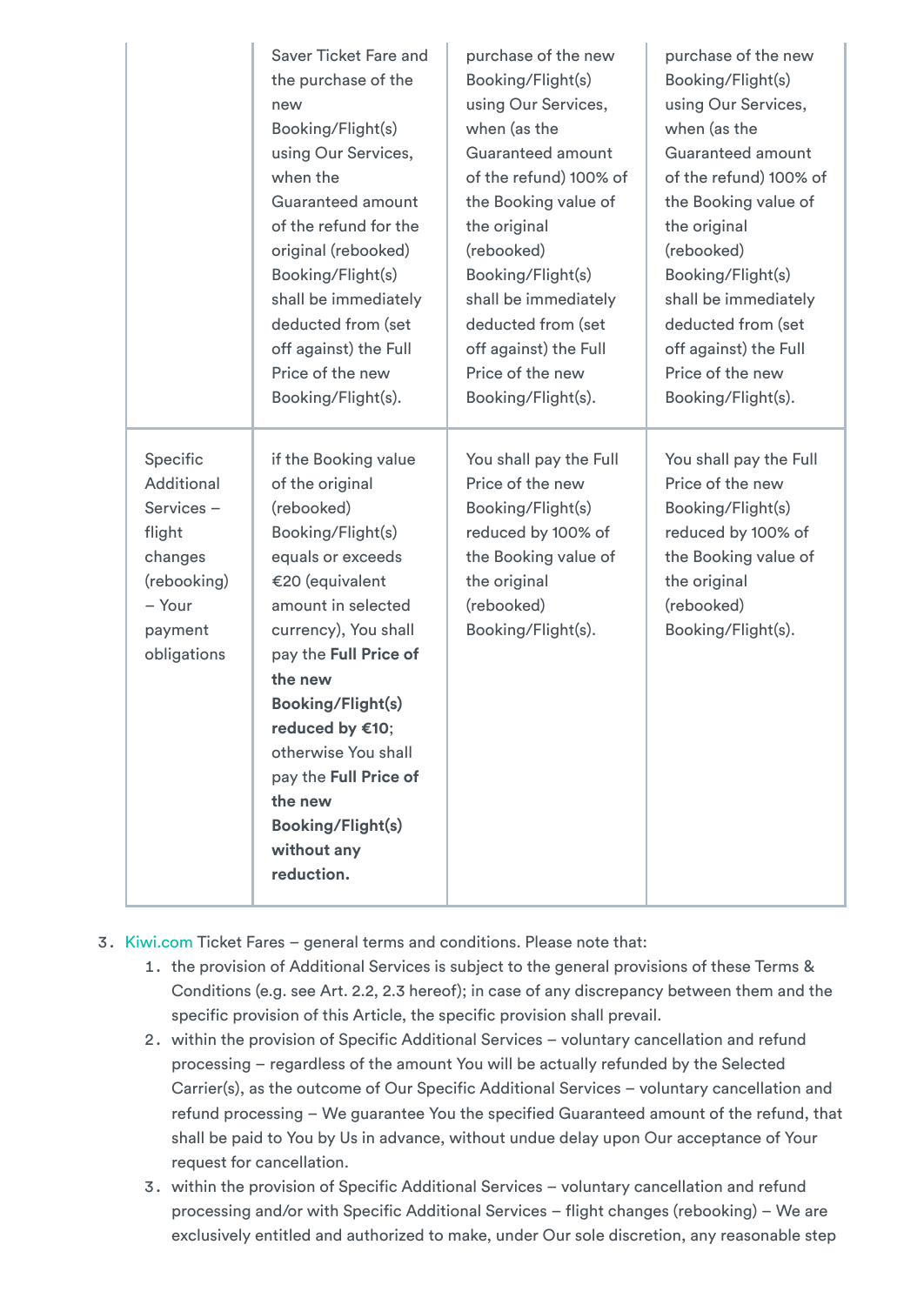| | | | |
|---|---|---|---|
| | Saver Ticket Fare and the purchase of the new Booking/Flight(s) using Our Services, when the Guaranteed amount of the refund for the original (rebooked) Booking/Flight(s) shall be immediately deducted from (set off against) the Full Price of the new Booking/Flight(s). | purchase of the new Booking/Flight(s) using Our Services, when (as the Guaranteed amount of the refund) 100% of the Booking value of the original (rebooked) Booking/Flight(s) shall be immediately deducted from (set off against) the Full Price of the new Booking/Flight(s). | purchase of the new Booking/Flight(s) using Our Services, when (as the Guaranteed amount of the refund) 100% of the Booking value of the original (rebooked) Booking/Flight(s) shall be immediately deducted from (set off against) the Full Price of the new Booking/Flight(s). |
| Specific Additional Services – flight changes (rebooking) – Your payment obligations | if the Booking value of the original (rebooked) Booking/Flight(s) equals or exceeds €20 (equivalent amount in selected currency), You shall pay the **Full Price of the new Booking/Flight(s) reduced by €10**; otherwise You shall pay the **Full Price of the new Booking/Flight(s) without any reduction.** | You shall pay the Full Price of the new Booking/Flight(s) reduced by 100% of the Booking value of the original (rebooked) Booking/Flight(s). | You shall pay the Full Price of the new Booking/Flight(s) reduced by 100% of the Booking value of the original (rebooked) Booking/Flight(s). |

3. Kiwi.com Ticket Fares – general terms and conditions. Please note that:
    1. the provision of Additional Services is subject to the general provisions of these Terms & Conditions (e.g. see Art. 2.2, 2.3 hereof); in case of any discrepancy between them and the specific provision of this Article, the specific provision shall prevail.
    2. within the provision of Specific Additional Services – voluntary cancellation and refund processing – regardless of the amount You will be actually refunded by the Selected Carrier(s), as the outcome of Our Specific Additional Services – voluntary cancellation and refund processing – We guarantee You the specified Guaranteed amount of the refund, that shall be paid to You by Us in advance, without undue delay upon Our acceptance of Your request for cancellation.
    3. within the provision of Specific Additional Services – voluntary cancellation and refund processing and/or with Specific Additional Services – flight changes (rebooking) – We are exclusively entitled and authorized to make, under Our sole discretion, any reasonable step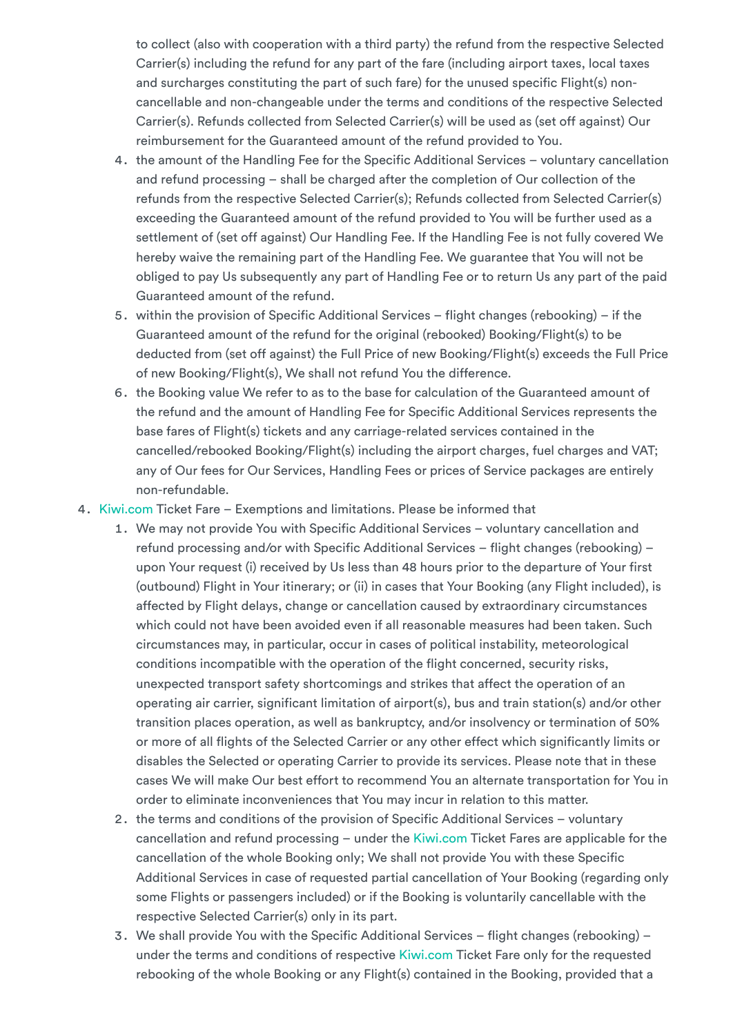to collect (also with cooperation with a third party) the refund from the respective Selected Carrier(s) including the refund for any part of the fare (including airport taxes, local taxes and surcharges constituting the part of such fare) for the unused specific Flight(s) non-cancellable and non-changeable under the terms and conditions of the respective Selected Carrier(s). Refunds collected from Selected Carrier(s) will be used as (set off against) Our reimbursement for the Guaranteed amount of the refund provided to You.

4. the amount of the Handling Fee for the Specific Additional Services – voluntary cancellation and refund processing – shall be charged after the completion of Our collection of the refunds from the respective Selected Carrier(s); Refunds collected from Selected Carrier(s) exceeding the Guaranteed amount of the refund provided to You will be further used as a settlement of (set off against) Our Handling Fee. If the Handling Fee is not fully covered We hereby waive the remaining part of the Handling Fee. We guarantee that You will not be obliged to pay Us subsequently any part of Handling Fee or to return Us any part of the paid Guaranteed amount of the refund.
5. within the provision of Specific Additional Services – flight changes (rebooking) – if the Guaranteed amount of the refund for the original (rebooked) Booking/Flight(s) to be deducted from (set off against) the Full Price of new Booking/Flight(s) exceeds the Full Price of new Booking/Flight(s), We shall not refund You the difference.
6. the Booking value We refer to as to the base for calculation of the Guaranteed amount of the refund and the amount of Handling Fee for Specific Additional Services represents the base fares of Flight(s) tickets and any carriage-related services contained in the cancelled/rebooked Booking/Flight(s) including the airport charges, fuel charges and VAT; any of Our fees for Our Services, Handling Fees or prices of Service packages are entirely non-refundable.

4. Kiwi.com Ticket Fare – Exemptions and limitations. Please be informed that
   1. We may not provide You with Specific Additional Services – voluntary cancellation and refund processing and/or with Specific Additional Services – flight changes (rebooking) – upon Your request (i) received by Us less than 48 hours prior to the departure of Your first (outbound) Flight in Your itinerary; or (ii) in cases that Your Booking (any Flight included), is affected by Flight delays, change or cancellation caused by extraordinary circumstances which could not have been avoided even if all reasonable measures had been taken. Such circumstances may, in particular, occur in cases of political instability, meteorological conditions incompatible with the operation of the flight concerned, security risks, unexpected transport safety shortcomings and strikes that affect the operation of an operating air carrier, significant limitation of airport(s), bus and train station(s) and/or other transition places operation, as well as bankruptcy, and/or insolvency or termination of 50% or more of all flights of the Selected Carrier or any other effect which significantly limits or disables the Selected or operating Carrier to provide its services. Please note that in these cases We will make Our best effort to recommend You an alternate transportation for You in order to eliminate inconveniences that You may incur in relation to this matter.
   2. the terms and conditions of the provision of Specific Additional Services – voluntary cancellation and refund processing – under the Kiwi.com Ticket Fares are applicable for the cancellation of the whole Booking only; We shall not provide You with these Specific Additional Services in case of requested partial cancellation of Your Booking (regarding only some Flights or passengers included) or if the Booking is voluntarily cancellable with the respective Selected Carrier(s) only in its part.
   3. We shall provide You with the Specific Additional Services – flight changes (rebooking) – under the terms and conditions of respective Kiwi.com Ticket Fare only for the requested rebooking of the whole Booking or any Flight(s) contained in the Booking, provided that a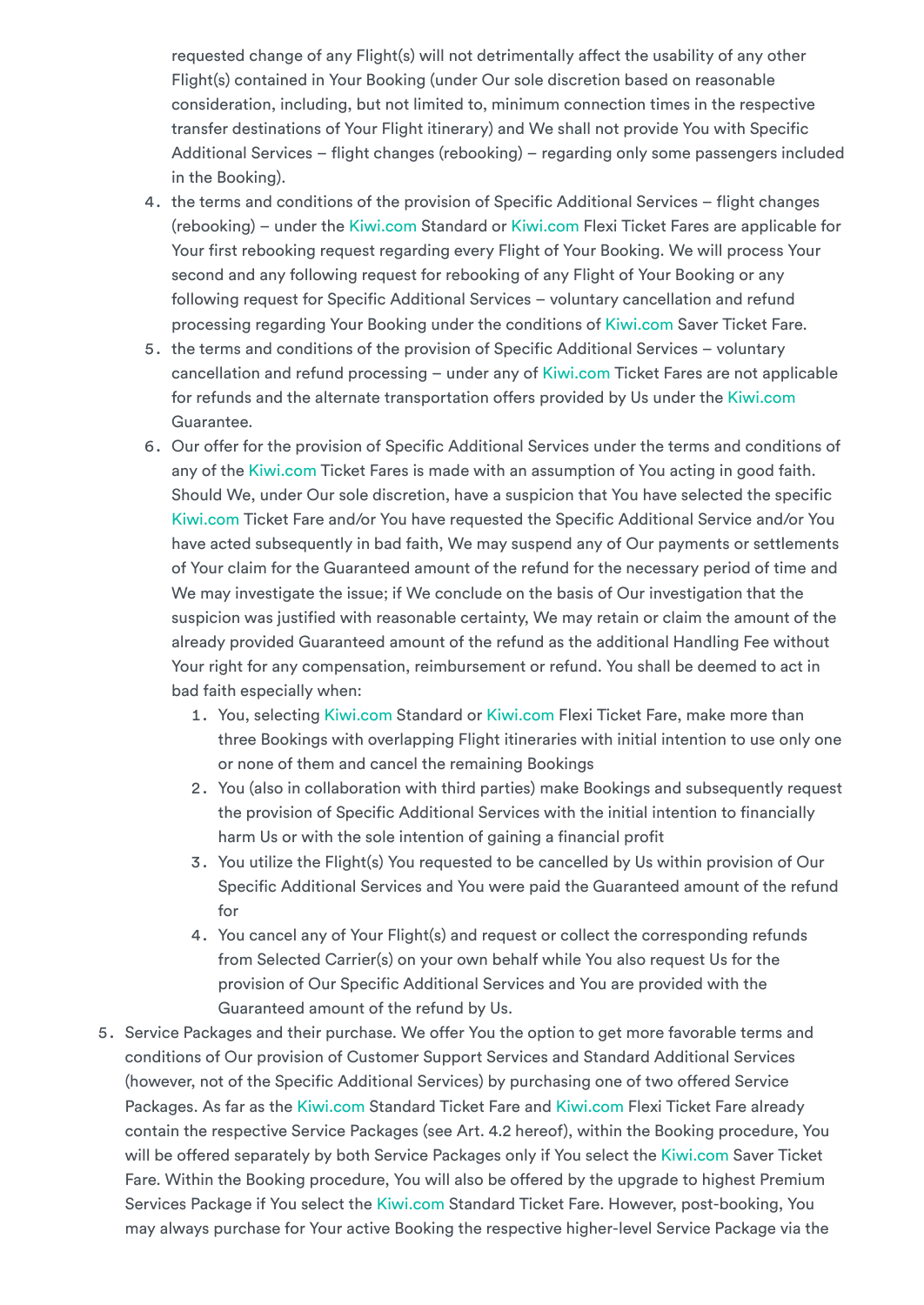requested change of any Flight(s) will not detrimentally affect the usability of any other Flight(s) contained in Your Booking (under Our sole discretion based on reasonable consideration, including, but not limited to, minimum connection times in the respective transfer destinations of Your Flight itinerary) and We shall not provide You with Specific Additional Services – flight changes (rebooking) – regarding only some passengers included in the Booking).

4. the terms and conditions of the provision of Specific Additional Services – flight changes (rebooking) – under the Kiwi.com Standard or Kiwi.com Flexi Ticket Fares are applicable for Your first rebooking request regarding every Flight of Your Booking. We will process Your second and any following request for rebooking of any Flight of Your Booking or any following request for Specific Additional Services – voluntary cancellation and refund processing regarding Your Booking under the conditions of Kiwi.com Saver Ticket Fare.
5. the terms and conditions of the provision of Specific Additional Services – voluntary cancellation and refund processing – under any of Kiwi.com Ticket Fares are not applicable for refunds and the alternate transportation offers provided by Us under the Kiwi.com Guarantee.
6. Our offer for the provision of Specific Additional Services under the terms and conditions of any of the Kiwi.com Ticket Fares is made with an assumption of You acting in good faith. Should We, under Our sole discretion, have a suspicion that You have selected the specific Kiwi.com Ticket Fare and/or You have requested the Specific Additional Service and/or You have acted subsequently in bad faith, We may suspend any of Our payments or settlements of Your claim for the Guaranteed amount of the refund for the necessary period of time and We may investigate the issue; if We conclude on the basis of Our investigation that the suspicion was justified with reasonable certainty, We may retain or claim the amount of the already provided Guaranteed amount of the refund as the additional Handling Fee without Your right for any compensation, reimbursement or refund. You shall be deemed to act in bad faith especially when:
   1. You, selecting Kiwi.com Standard or Kiwi.com Flexi Ticket Fare, make more than three Bookings with overlapping Flight itineraries with initial intention to use only one or none of them and cancel the remaining Bookings
   2. You (also in collaboration with third parties) make Bookings and subsequently request the provision of Specific Additional Services with the initial intention to financially harm Us or with the sole intention of gaining a financial profit
   3. You utilize the Flight(s) You requested to be cancelled by Us within provision of Our Specific Additional Services and You were paid the Guaranteed amount of the refund for
   4. You cancel any of Your Flight(s) and request or collect the corresponding refunds from Selected Carrier(s) on your own behalf while You also request Us for the provision of Our Specific Additional Services and You are provided with the Guaranteed amount of the refund by Us.

5. Service Packages and their purchase. We offer You the option to get more favorable terms and conditions of Our provision of Customer Support Services and Standard Additional Services (however, not of the Specific Additional Services) by purchasing one of two offered Service Packages. As far as the Kiwi.com Standard Ticket Fare and Kiwi.com Flexi Ticket Fare already contain the respective Service Packages (see Art. 4.2 hereof), within the Booking procedure, You will be offered separately by both Service Packages only if You select the Kiwi.com Saver Ticket Fare. Within the Booking procedure, You will also be offered by the upgrade to highest Premium Services Package if You select the Kiwi.com Standard Ticket Fare. However, post-booking, You may always purchase for Your active Booking the respective higher-level Service Package via the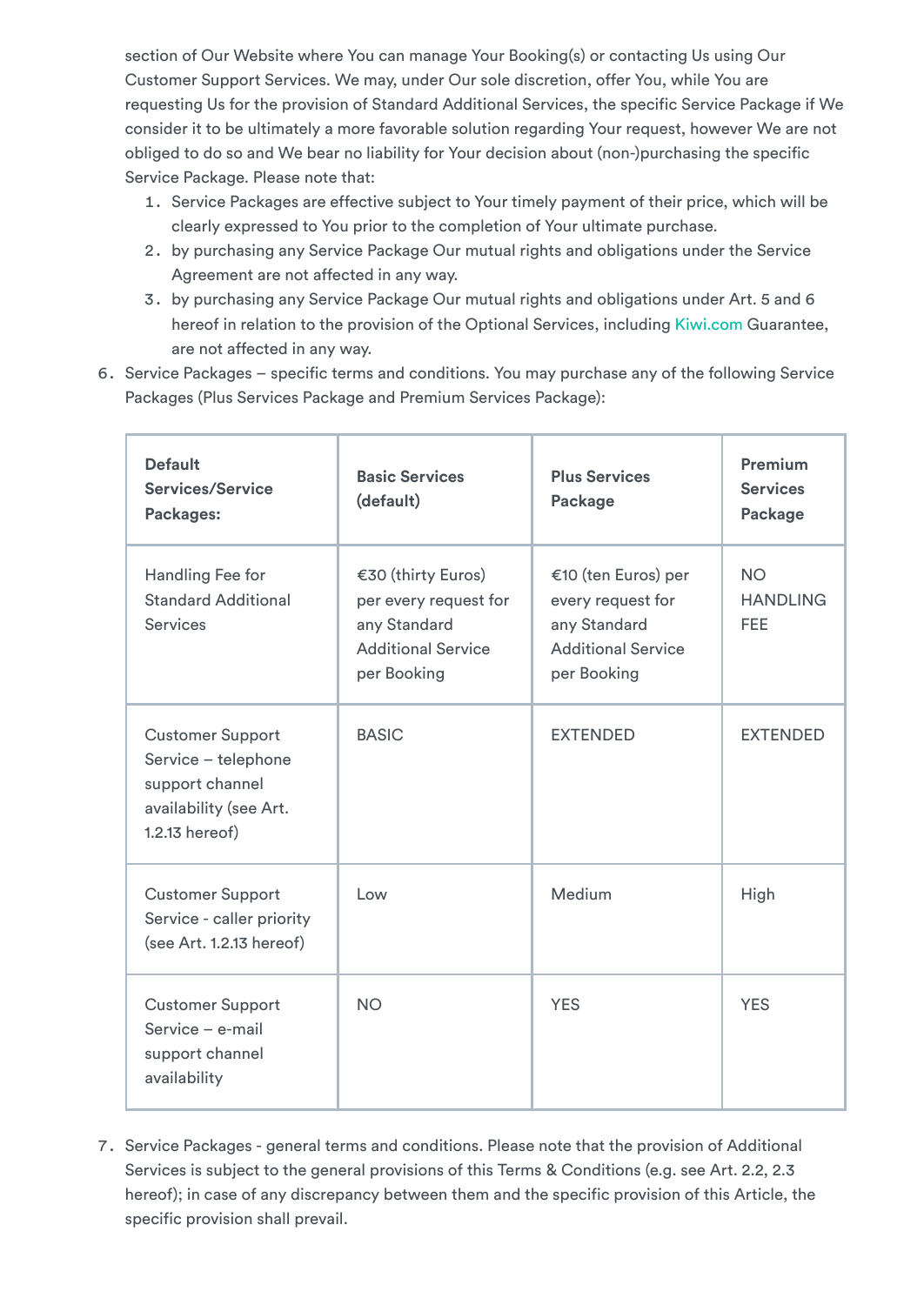section of Our Website where You can manage Your Booking(s) or contacting Us using Our Customer Support Services. We may, under Our sole discretion, offer You, while You are requesting Us for the provision of Standard Additional Services, the specific Service Package if We consider it to be ultimately a more favorable solution regarding Your request, however We are not obliged to do so and We bear no liability for Your decision about (non-)purchasing the specific Service Package. Please note that:

1. Service Packages are effective subject to Your timely payment of their price, which will be clearly expressed to You prior to the completion of Your ultimate purchase.
2. by purchasing any Service Package Our mutual rights and obligations under the Service Agreement are not affected in any way.
3. by purchasing any Service Package Our mutual rights and obligations under Art. 5 and 6 hereof in relation to the provision of the Optional Services, including Kiwi.com Guarantee, are not affected in any way.

6. Service Packages – specific terms and conditions. You may purchase any of the following Service Packages (Plus Services Package and Premium Services Package):

| **Default Services/Service Packages:** | **Basic Services (default)** | **Plus Services Package** | **Premium Services Package** |
| --- | --- | --- | --- |
| Handling Fee for Standard Additional Services | €30 (thirty Euros) per every request for any Standard Additional Service per Booking | €10 (ten Euros) per every request for any Standard Additional Service per Booking | NO HANDLING FEE |
| Customer Support Service – telephone support channel availability (see Art. 1.2.13 hereof) | BASIC | EXTENDED | EXTENDED |
| Customer Support Service - caller priority (see Art. 1.2.13 hereof) | Low | Medium | High |
| Customer Support Service – e-mail support channel availability | NO | YES | YES |

7. Service Packages - general terms and conditions. Please note that the provision of Additional Services is subject to the general provisions of this Terms & Conditions (e.g. see Art. 2.2, 2.3 hereof); in case of any discrepancy between them and the specific provision of this Article, the specific provision shall prevail.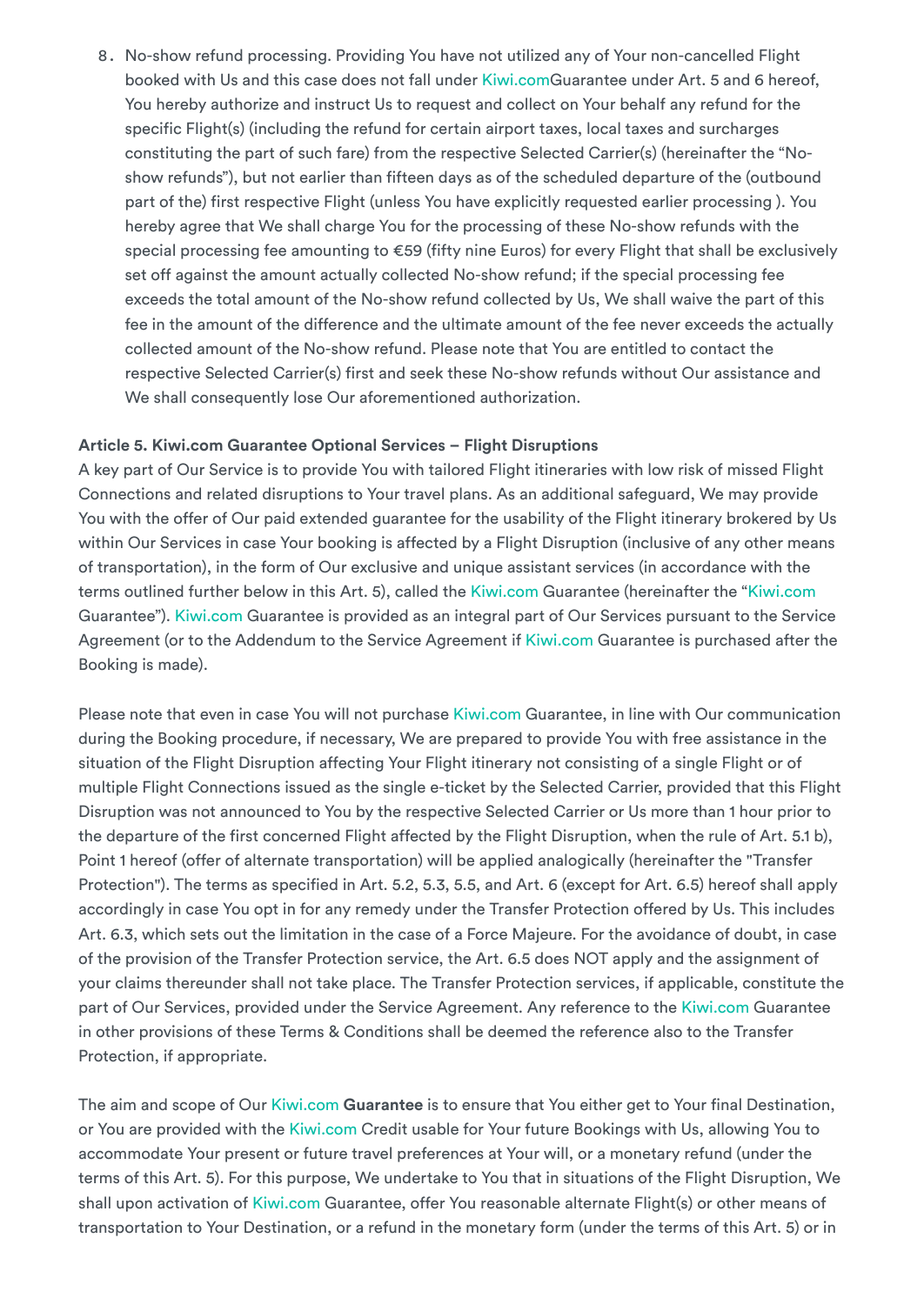8. No-show refund processing. Providing You have not utilized any of Your non-cancelled Flight booked with Us and this case does not fall under Kiwi.comGuarantee under Art. 5 and 6 hereof, You hereby authorize and instruct Us to request and collect on Your behalf any refund for the specific Flight(s) (including the refund for certain airport taxes, local taxes and surcharges constituting the part of such fare) from the respective Selected Carrier(s) (hereinafter the "No-show refunds"), but not earlier than fifteen days as of the scheduled departure of the (outbound part of the) first respective Flight (unless You have explicitly requested earlier processing ). You hereby agree that We shall charge You for the processing of these No-show refunds with the special processing fee amounting to €59 (fifty nine Euros) for every Flight that shall be exclusively set off against the amount actually collected No-show refund; if the special processing fee exceeds the total amount of the No-show refund collected by Us, We shall waive the part of this fee in the amount of the difference and the ultimate amount of the fee never exceeds the actually collected amount of the No-show refund. Please note that You are entitled to contact the respective Selected Carrier(s) first and seek these No-show refunds without Our assistance and We shall consequently lose Our aforementioned authorization.

**Article 5. Kiwi.com Guarantee Optional Services – Flight Disruptions**

A key part of Our Service is to provide You with tailored Flight itineraries with low risk of missed Flight Connections and related disruptions to Your travel plans. As an additional safeguard, We may provide You with the offer of Our paid extended guarantee for the usability of the Flight itinerary brokered by Us within Our Services in case Your booking is affected by a Flight Disruption (inclusive of any other means of transportation), in the form of Our exclusive and unique assistant services (in accordance with the terms outlined further below in this Art. 5), called the Kiwi.com Guarantee (hereinafter the "Kiwi.com Guarantee"). Kiwi.com Guarantee is provided as an integral part of Our Services pursuant to the Service Agreement (or to the Addendum to the Service Agreement if Kiwi.com Guarantee is purchased after the Booking is made).

Please note that even in case You will not purchase Kiwi.com Guarantee, in line with Our communication during the Booking procedure, if necessary, We are prepared to provide You with free assistance in the situation of the Flight Disruption affecting Your Flight itinerary not consisting of a single Flight or of multiple Flight Connections issued as the single e-ticket by the Selected Carrier, provided that this Flight Disruption was not announced to You by the respective Selected Carrier or Us more than 1 hour prior to the departure of the first concerned Flight affected by the Flight Disruption, when the rule of Art. 5.1 b), Point 1 hereof (offer of alternate transportation) will be applied analogically (hereinafter the "Transfer Protection"). The terms as specified in Art. 5.2, 5.3, 5.5, and Art. 6 (except for Art. 6.5) hereof shall apply accordingly in case You opt in for any remedy under the Transfer Protection offered by Us. This includes Art. 6.3, which sets out the limitation in the case of a Force Majeure. For the avoidance of doubt, in case of the provision of the Transfer Protection service, the Art. 6.5 does NOT apply and the assignment of your claims thereunder shall not take place. The Transfer Protection services, if applicable, constitute the part of Our Services, provided under the Service Agreement. Any reference to the Kiwi.com Guarantee in other provisions of these Terms & Conditions shall be deemed the reference also to the Transfer Protection, if appropriate.

The aim and scope of Our Kiwi.com **Guarantee** is to ensure that You either get to Your final Destination, or You are provided with the Kiwi.com Credit usable for Your future Bookings with Us, allowing You to accommodate Your present or future travel preferences at Your will, or a monetary refund (under the terms of this Art. 5). For this purpose, We undertake to You that in situations of the Flight Disruption, We shall upon activation of Kiwi.com Guarantee, offer You reasonable alternate Flight(s) or other means of transportation to Your Destination, or a refund in the monetary form (under the terms of this Art. 5) or in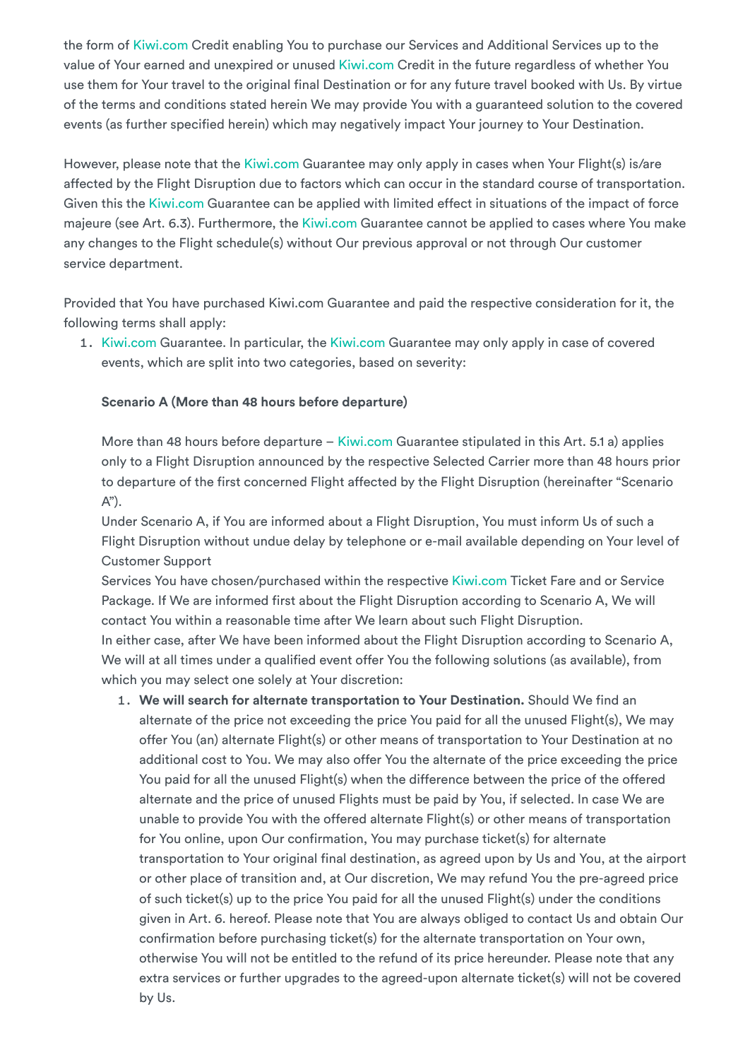the form of Kiwi.com Credit enabling You to purchase our Services and Additional Services up to the value of Your earned and unexpired or unused Kiwi.com Credit in the future regardless of whether You use them for Your travel to the original final Destination or for any future travel booked with Us. By virtue of the terms and conditions stated herein We may provide You with a guaranteed solution to the covered events (as further specified herein) which may negatively impact Your journey to Your Destination.

However, please note that the Kiwi.com Guarantee may only apply in cases when Your Flight(s) is/are affected by the Flight Disruption due to factors which can occur in the standard course of transportation. Given this the Kiwi.com Guarantee can be applied with limited effect in situations of the impact of force majeure (see Art. 6.3). Furthermore, the Kiwi.com Guarantee cannot be applied to cases where You make any changes to the Flight schedule(s) without Our previous approval or not through Our customer service department.

Provided that You have purchased Kiwi.com Guarantee and paid the respective consideration for it, the following terms shall apply:

1. Kiwi.com Guarantee. In particular, the Kiwi.com Guarantee may only apply in case of covered events, which are split into two categories, based on severity:

   **Scenario A (More than 48 hours before departure)**

   More than 48 hours before departure – Kiwi.com Guarantee stipulated in this Art. 5.1 a) applies only to a Flight Disruption announced by the respective Selected Carrier more than 48 hours prior to departure of the first concerned Flight affected by the Flight Disruption (hereinafter "Scenario A").
   Under Scenario A, if You are informed about a Flight Disruption, You must inform Us of such a Flight Disruption without undue delay by telephone or e-mail available depending on Your level of Customer Support
   Services You have chosen/purchased within the respective Kiwi.com Ticket Fare and or Service Package. If We are informed first about the Flight Disruption according to Scenario A, We will contact You within a reasonable time after We learn about such Flight Disruption.
   In either case, after We have been informed about the Flight Disruption according to Scenario A, We will at all times under a qualified event offer You the following solutions (as available), from which you may select one solely at Your discretion:

   1. **We will search for alternate transportation to Your Destination.** Should We find an alternate of the price not exceeding the price You paid for all the unused Flight(s), We may offer You (an) alternate Flight(s) or other means of transportation to Your Destination at no additional cost to You. We may also offer You the alternate of the price exceeding the price You paid for all the unused Flight(s) when the difference between the price of the offered alternate and the price of unused Flights must be paid by You, if selected. In case We are unable to provide You with the offered alternate Flight(s) or other means of transportation for You online, upon Our confirmation, You may purchase ticket(s) for alternate transportation to Your original final destination, as agreed upon by Us and You, at the airport or other place of transition and, at Our discretion, We may refund You the pre-agreed price of such ticket(s) up to the price You paid for all the unused Flight(s) under the conditions given in Art. 6. hereof. Please note that You are always obliged to contact Us and obtain Our confirmation before purchasing ticket(s) for the alternate transportation on Your own, otherwise You will not be entitled to the refund of its price hereunder. Please note that any extra services or further upgrades to the agreed-upon alternate ticket(s) will not be covered by Us.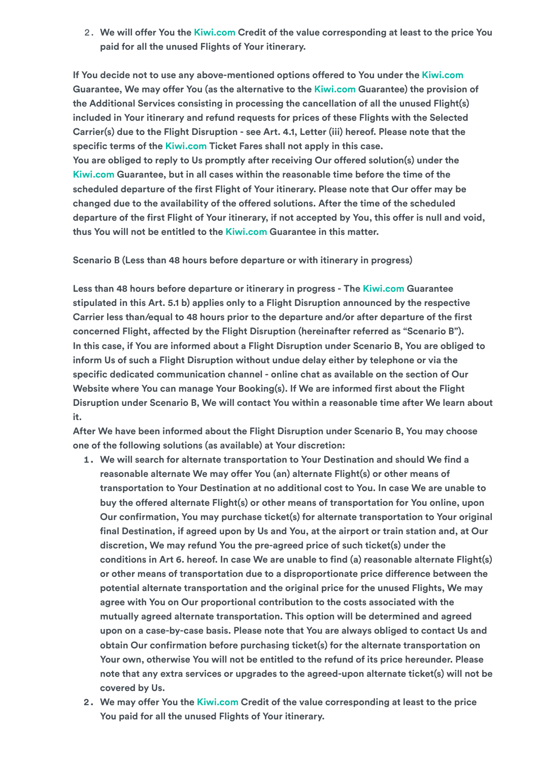2. We will offer You the Kiwi.com Credit of the value corresponding at least to the price You paid for all the unused Flights of Your itinerary.

If You decide not to use any above-mentioned options offered to You under the Kiwi.com Guarantee, We may offer You (as the alternative to the Kiwi.com Guarantee) the provision of the Additional Services consisting in processing the cancellation of all the unused Flight(s) included in Your itinerary and refund requests for prices of these Flights with the Selected Carrier(s) due to the Flight Disruption - see Art. 4.1, Letter (iii) hereof. Please note that the specific terms of the Kiwi.com Ticket Fares shall not apply in this case.
You are obliged to reply to Us promptly after receiving Our offered solution(s) under the Kiwi.com Guarantee, but in all cases within the reasonable time before the time of the scheduled departure of the first Flight of Your itinerary. Please note that Our offer may be changed due to the availability of the offered solutions. After the time of the scheduled departure of the first Flight of Your itinerary, if not accepted by You, this offer is null and void, thus You will not be entitled to the Kiwi.com Guarantee in this matter.

Scenario B (Less than 48 hours before departure or with itinerary in progress)

Less than 48 hours before departure or itinerary in progress - The Kiwi.com Guarantee stipulated in this Art. 5.1 b) applies only to a Flight Disruption announced by the respective Carrier less than/equal to 48 hours prior to the departure and/or after departure of the first concerned Flight, affected by the Flight Disruption (hereinafter referred as "Scenario B").
In this case, if You are informed about a Flight Disruption under Scenario B, You are obliged to inform Us of such a Flight Disruption without undue delay either by telephone or via the specific dedicated communication channel - online chat as available on the section of Our Website where You can manage Your Booking(s). If We are informed first about the Flight Disruption under Scenario B, We will contact You within a reasonable time after We learn about it.
After We have been informed about the Flight Disruption under Scenario B, You may choose one of the following solutions (as available) at Your discretion:

1. We will search for alternate transportation to Your Destination and should We find a reasonable alternate We may offer You (an) alternate Flight(s) or other means of transportation to Your Destination at no additional cost to You. In case We are unable to buy the offered alternate Flight(s) or other means of transportation for You online, upon Our confirmation, You may purchase ticket(s) for alternate transportation to Your original final Destination, if agreed upon by Us and You, at the airport or train station and, at Our discretion, We may refund You the pre-agreed price of such ticket(s) under the conditions in Art 6. hereof. In case We are unable to find (a) reasonable alternate Flight(s) or other means of transportation due to a disproportionate price difference between the potential alternate transportation and the original price for the unused Flights, We may agree with You on Our proportional contribution to the costs associated with the mutually agreed alternate transportation. This option will be determined and agreed upon on a case-by-case basis. Please note that You are always obliged to contact Us and obtain Our confirmation before purchasing ticket(s) for the alternate transportation on Your own, otherwise You will not be entitled to the refund of its price hereunder. Please note that any extra services or upgrades to the agreed-upon alternate ticket(s) will not be covered by Us.
2. We may offer You the Kiwi.com Credit of the value corresponding at least to the price You paid for all the unused Flights of Your itinerary.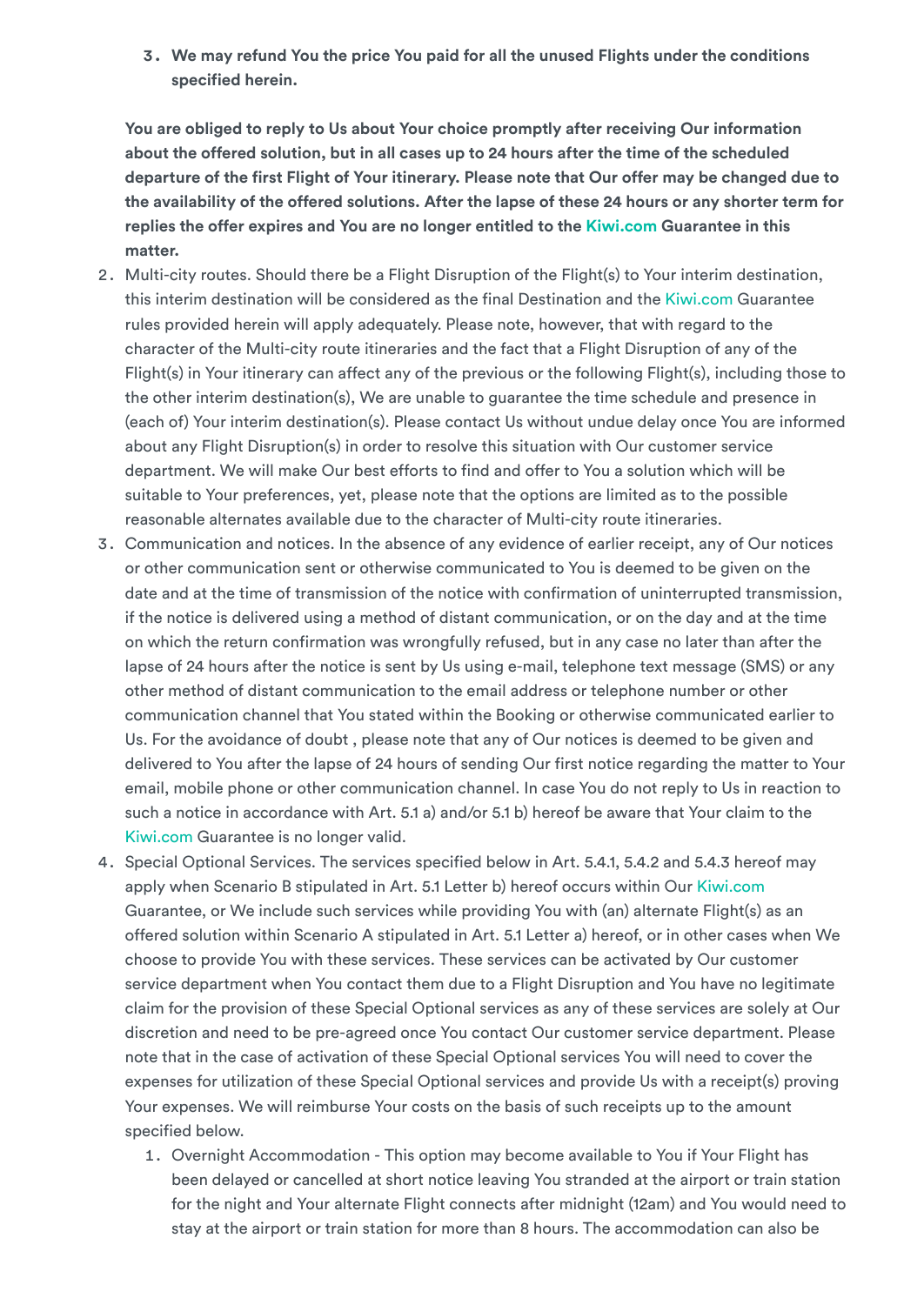3. **We may refund You the price You paid for all the unused Flights under the conditions specified herein.**

**You are obliged to reply to Us about Your choice promptly after receiving Our information about the offered solution, but in all cases up to 24 hours after the time of the scheduled departure of the first Flight of Your itinerary. Please note that Our offer may be changed due to the availability of the offered solutions. After the lapse of these 24 hours or any shorter term for replies the offer expires and You are no longer entitled to the Kiwi.com Guarantee in this matter.**

2. Multi-city routes. Should there be a Flight Disruption of the Flight(s) to Your interim destination, this interim destination will be considered as the final Destination and the Kiwi.com Guarantee rules provided herein will apply adequately. Please note, however, that with regard to the character of the Multi-city route itineraries and the fact that a Flight Disruption of any of the Flight(s) in Your itinerary can affect any of the previous or the following Flight(s), including those to the other interim destination(s), We are unable to guarantee the time schedule and presence in (each of) Your interim destination(s). Please contact Us without undue delay once You are informed about any Flight Disruption(s) in order to resolve this situation with Our customer service department. We will make Our best efforts to find and offer to You a solution which will be suitable to Your preferences, yet, please note that the options are limited as to the possible reasonable alternates available due to the character of Multi-city route itineraries.
3. Communication and notices. In the absence of any evidence of earlier receipt, any of Our notices or other communication sent or otherwise communicated to You is deemed to be given on the date and at the time of transmission of the notice with confirmation of uninterrupted transmission, if the notice is delivered using a method of distant communication, or on the day and at the time on which the return confirmation was wrongfully refused, but in any case no later than after the lapse of 24 hours after the notice is sent by Us using e-mail, telephone text message (SMS) or any other method of distant communication to the email address or telephone number or other communication channel that You stated within the Booking or otherwise communicated earlier to Us. For the avoidance of doubt , please note that any of Our notices is deemed to be given and delivered to You after the lapse of 24 hours of sending Our first notice regarding the matter to Your email, mobile phone or other communication channel. In case You do not reply to Us in reaction to such a notice in accordance with Art. 5.1 a) and/or 5.1 b) hereof be aware that Your claim to the Kiwi.com Guarantee is no longer valid.
4. Special Optional Services. The services specified below in Art. 5.4.1, 5.4.2 and 5.4.3 hereof may apply when Scenario B stipulated in Art. 5.1 Letter b) hereof occurs within Our Kiwi.com Guarantee, or We include such services while providing You with (an) alternate Flight(s) as an offered solution within Scenario A stipulated in Art. 5.1 Letter a) hereof, or in other cases when We choose to provide You with these services. These services can be activated by Our customer service department when You contact them due to a Flight Disruption and You have no legitimate claim for the provision of these Special Optional services as any of these services are solely at Our discretion and need to be pre-agreed once You contact Our customer service department. Please note that in the case of activation of these Special Optional services You will need to cover the expenses for utilization of these Special Optional services and provide Us with a receipt(s) proving Your expenses. We will reimburse Your costs on the basis of such receipts up to the amount specified below.
   1. Overnight Accommodation - This option may become available to You if Your Flight has been delayed or cancelled at short notice leaving You stranded at the airport or train station for the night and Your alternate Flight connects after midnight (12am) and You would need to stay at the airport or train station for more than 8 hours. The accommodation can also be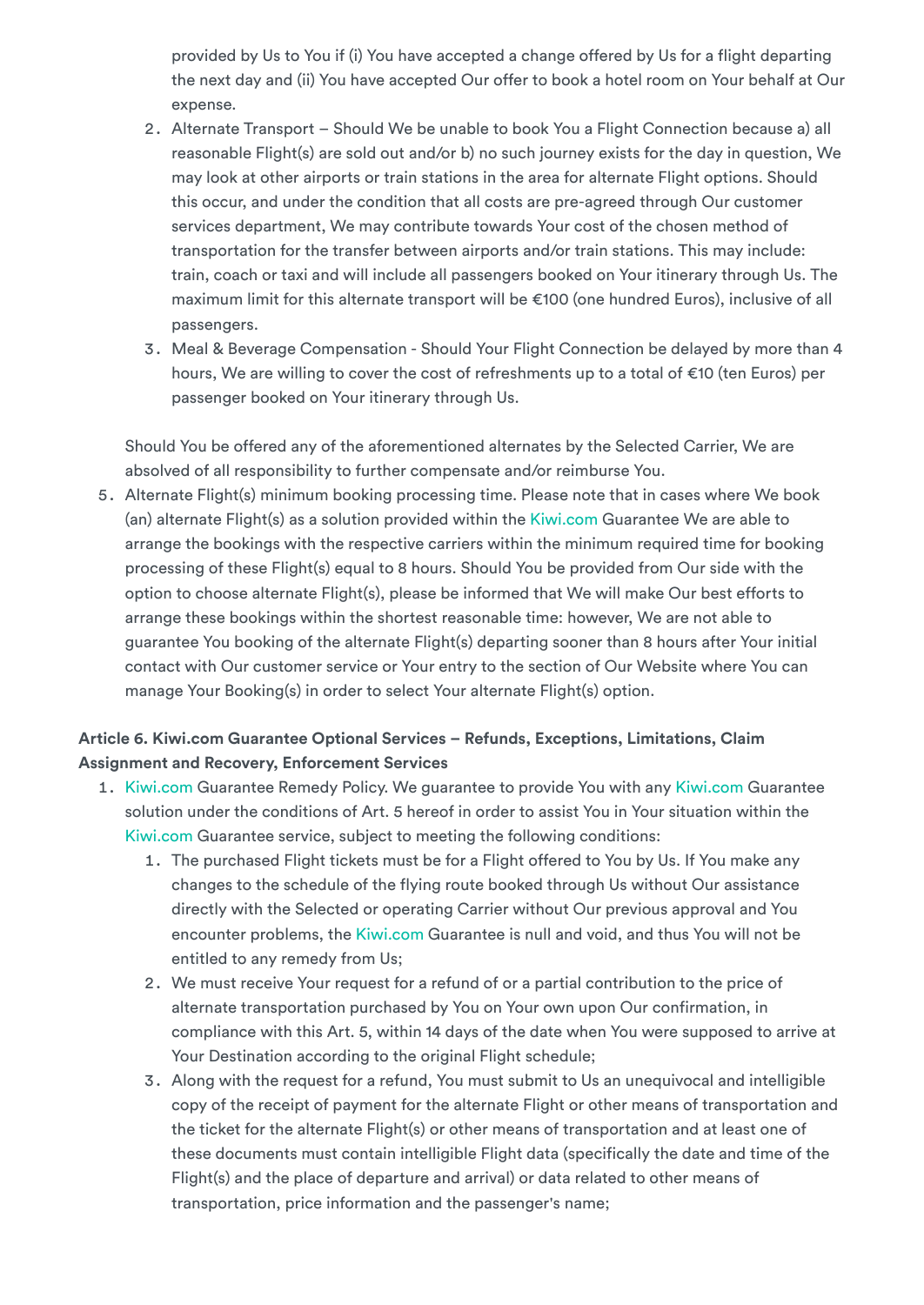provided by Us to You if (i) You have accepted a change offered by Us for a flight departing the next day and (ii) You have accepted Our offer to book a hotel room on Your behalf at Our expense.

2. Alternate Transport – Should We be unable to book You a Flight Connection because a) all reasonable Flight(s) are sold out and/or b) no such journey exists for the day in question, We may look at other airports or train stations in the area for alternate Flight options. Should this occur, and under the condition that all costs are pre-agreed through Our customer services department, We may contribute towards Your cost of the chosen method of transportation for the transfer between airports and/or train stations. This may include: train, coach or taxi and will include all passengers booked on Your itinerary through Us. The maximum limit for this alternate transport will be €100 (one hundred Euros), inclusive of all passengers.
3. Meal & Beverage Compensation - Should Your Flight Connection be delayed by more than 4 hours, We are willing to cover the cost of refreshments up to a total of €10 (ten Euros) per passenger booked on Your itinerary through Us.

Should You be offered any of the aforementioned alternates by the Selected Carrier, We are absolved of all responsibility to further compensate and/or reimburse You.

5. Alternate Flight(s) minimum booking processing time. Please note that in cases where We book (an) alternate Flight(s) as a solution provided within the Kiwi.com Guarantee We are able to arrange the bookings with the respective carriers within the minimum required time for booking processing of these Flight(s) equal to 8 hours. Should You be provided from Our side with the option to choose alternate Flight(s), please be informed that We will make Our best efforts to arrange these bookings within the shortest reasonable time: however, We are not able to guarantee You booking of the alternate Flight(s) departing sooner than 8 hours after Your initial contact with Our customer service or Your entry to the section of Our Website where You can manage Your Booking(s) in order to select Your alternate Flight(s) option.

**Article 6. Kiwi.com Guarantee Optional Services – Refunds, Exceptions, Limitations, Claim Assignment and Recovery, Enforcement Services**

1. Kiwi.com Guarantee Remedy Policy. We guarantee to provide You with any Kiwi.com Guarantee solution under the conditions of Art. 5 hereof in order to assist You in Your situation within the Kiwi.com Guarantee service, subject to meeting the following conditions:
   1. The purchased Flight tickets must be for a Flight offered to You by Us. If You make any changes to the schedule of the flying route booked through Us without Our assistance directly with the Selected or operating Carrier without Our previous approval and You encounter problems, the Kiwi.com Guarantee is null and void, and thus You will not be entitled to any remedy from Us;
   2. We must receive Your request for a refund of or a partial contribution to the price of alternate transportation purchased by You on Your own upon Our confirmation, in compliance with this Art. 5, within 14 days of the date when You were supposed to arrive at Your Destination according to the original Flight schedule;
   3. Along with the request for a refund, You must submit to Us an unequivocal and intelligible copy of the receipt of payment for the alternate Flight or other means of transportation and the ticket for the alternate Flight(s) or other means of transportation and at least one of these documents must contain intelligible Flight data (specifically the date and time of the Flight(s) and the place of departure and arrival) or data related to other means of transportation, price information and the passenger's name;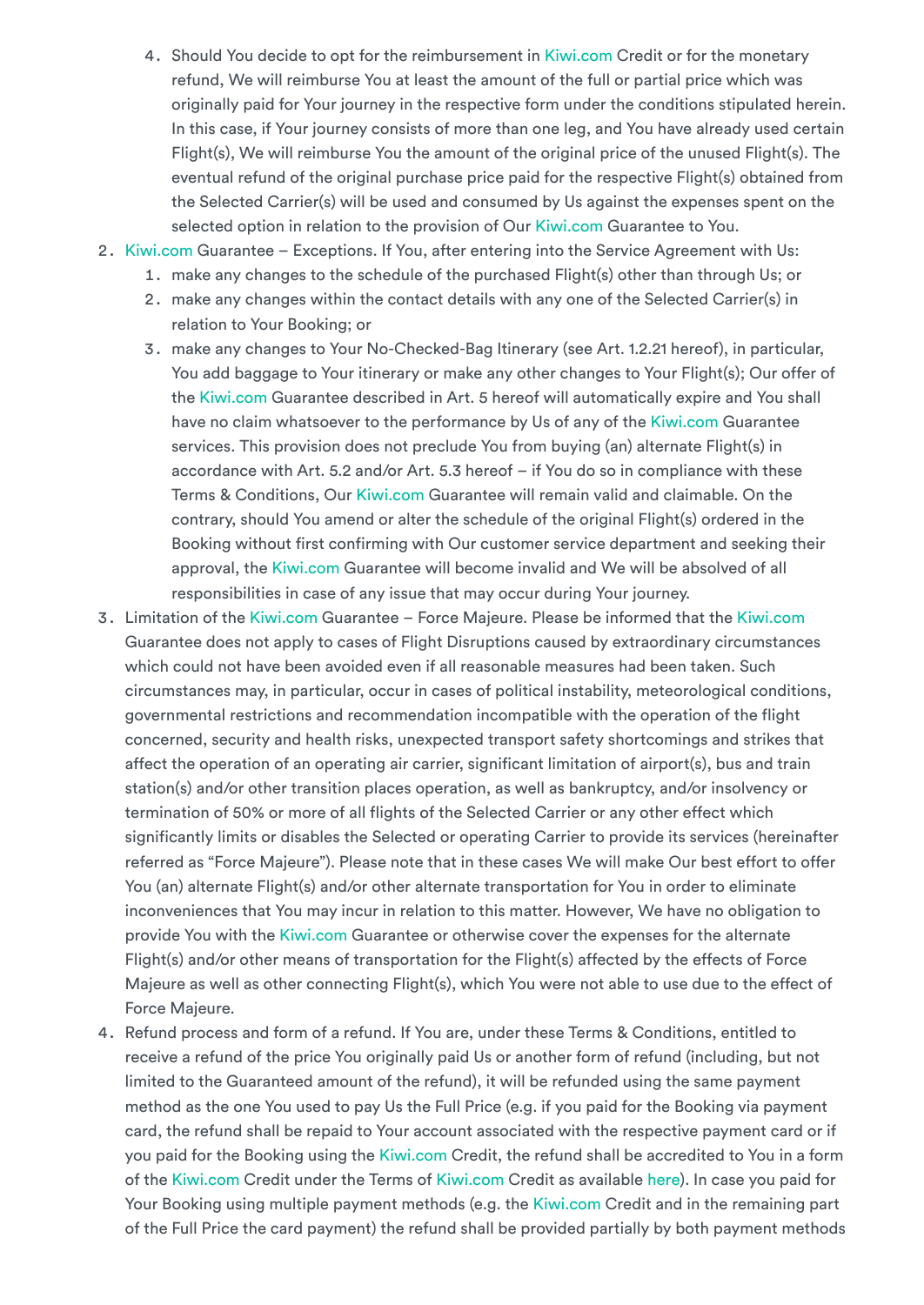4. Should You decide to opt for the reimbursement in Kiwi.com Credit or for the monetary refund, We will reimburse You at least the amount of the full or partial price which was originally paid for Your journey in the respective form under the conditions stipulated herein. In this case, if Your journey consists of more than one leg, and You have already used certain Flight(s), We will reimburse You the amount of the original price of the unused Flight(s). The eventual refund of the original purchase price paid for the respective Flight(s) obtained from the Selected Carrier(s) will be used and consumed by Us against the expenses spent on the selected option in relation to the provision of Our Kiwi.com Guarantee to You.

2. Kiwi.com Guarantee – Exceptions. If You, after entering into the Service Agreement with Us:
   1. make any changes to the schedule of the purchased Flight(s) other than through Us; or
   2. make any changes within the contact details with any one of the Selected Carrier(s) in relation to Your Booking; or
   3. make any changes to Your No-Checked-Bag Itinerary (see Art. 1.2.21 hereof), in particular, You add baggage to Your itinerary or make any other changes to Your Flight(s); Our offer of the Kiwi.com Guarantee described in Art. 5 hereof will automatically expire and You shall have no claim whatsoever to the performance by Us of any of the Kiwi.com Guarantee services. This provision does not preclude You from buying (an) alternate Flight(s) in accordance with Art. 5.2 and/or Art. 5.3 hereof – if You do so in compliance with these Terms & Conditions, Our Kiwi.com Guarantee will remain valid and claimable. On the contrary, should You amend or alter the schedule of the original Flight(s) ordered in the Booking without first confirming with Our customer service department and seeking their approval, the Kiwi.com Guarantee will become invalid and We will be absolved of all responsibilities in case of any issue that may occur during Your journey.

3. Limitation of the Kiwi.com Guarantee – Force Majeure. Please be informed that the Kiwi.com Guarantee does not apply to cases of Flight Disruptions caused by extraordinary circumstances which could not have been avoided even if all reasonable measures had been taken. Such circumstances may, in particular, occur in cases of political instability, meteorological conditions, governmental restrictions and recommendation incompatible with the operation of the flight concerned, security and health risks, unexpected transport safety shortcomings and strikes that affect the operation of an operating air carrier, significant limitation of airport(s), bus and train station(s) and/or other transition places operation, as well as bankruptcy, and/or insolvency or termination of 50% or more of all flights of the Selected Carrier or any other effect which significantly limits or disables the Selected or operating Carrier to provide its services (hereinafter referred as "Force Majeure"). Please note that in these cases We will make Our best effort to offer You (an) alternate Flight(s) and/or other alternate transportation for You in order to eliminate inconveniences that You may incur in relation to this matter. However, We have no obligation to provide You with the Kiwi.com Guarantee or otherwise cover the expenses for the alternate Flight(s) and/or other means of transportation for the Flight(s) affected by the effects of Force Majeure as well as other connecting Flight(s), which You were not able to use due to the effect of Force Majeure.

4. Refund process and form of a refund. If You are, under these Terms & Conditions, entitled to receive a refund of the price You originally paid Us or another form of refund (including, but not limited to the Guaranteed amount of the refund), it will be refunded using the same payment method as the one You used to pay Us the Full Price (e.g. if you paid for the Booking via payment card, the refund shall be repaid to Your account associated with the respective payment card or if you paid for the Booking using the Kiwi.com Credit, the refund shall be accredited to You in a form of the Kiwi.com Credit under the Terms of Kiwi.com Credit as available here). In case you paid for Your Booking using multiple payment methods (e.g. the Kiwi.com Credit and in the remaining part of the Full Price the card payment) the refund shall be provided partially by both payment methods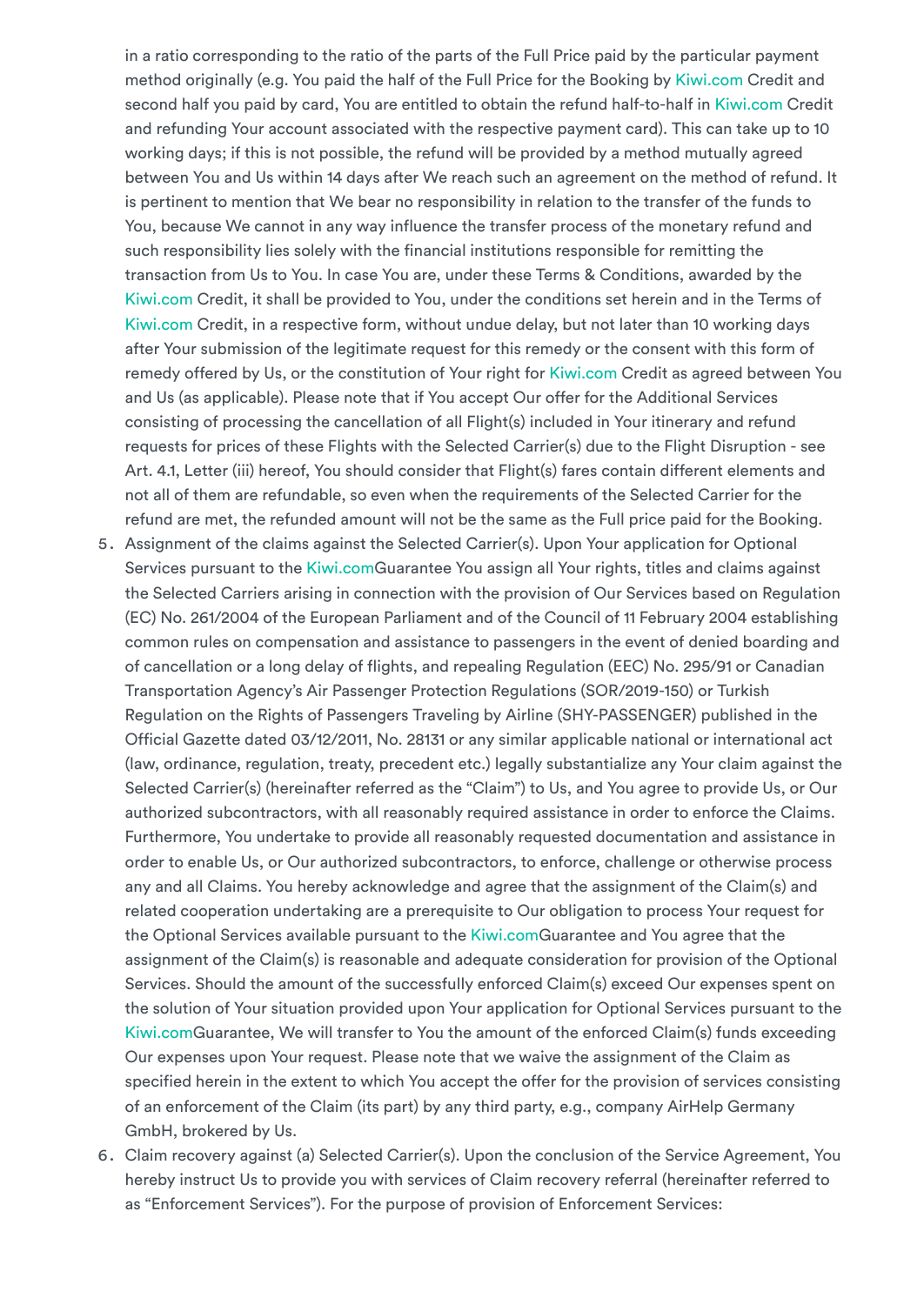in a ratio corresponding to the ratio of the parts of the Full Price paid by the particular payment method originally (e.g. You paid the half of the Full Price for the Booking by Kiwi.com Credit and second half you paid by card, You are entitled to obtain the refund half-to-half in Kiwi.com Credit and refunding Your account associated with the respective payment card). This can take up to 10 working days; if this is not possible, the refund will be provided by a method mutually agreed between You and Us within 14 days after We reach such an agreement on the method of refund. It is pertinent to mention that We bear no responsibility in relation to the transfer of the funds to You, because We cannot in any way influence the transfer process of the monetary refund and such responsibility lies solely with the financial institutions responsible for remitting the transaction from Us to You. In case You are, under these Terms & Conditions, awarded by the Kiwi.com Credit, it shall be provided to You, under the conditions set herein and in the Terms of Kiwi.com Credit, in a respective form, without undue delay, but not later than 10 working days after Your submission of the legitimate request for this remedy or the consent with this form of remedy offered by Us, or the constitution of Your right for Kiwi.com Credit as agreed between You and Us (as applicable). Please note that if You accept Our offer for the Additional Services consisting of processing the cancellation of all Flight(s) included in Your itinerary and refund requests for prices of these Flights with the Selected Carrier(s) due to the Flight Disruption - see Art. 4.1, Letter (iii) hereof, You should consider that Flight(s) fares contain different elements and not all of them are refundable, so even when the requirements of the Selected Carrier for the refund are met, the refunded amount will not be the same as the Full price paid for the Booking.

5. Assignment of the claims against the Selected Carrier(s). Upon Your application for Optional Services pursuant to the Kiwi.comGuarantee You assign all Your rights, titles and claims against the Selected Carriers arising in connection with the provision of Our Services based on Regulation (EC) No. 261/2004 of the European Parliament and of the Council of 11 February 2004 establishing common rules on compensation and assistance to passengers in the event of denied boarding and of cancellation or a long delay of flights, and repealing Regulation (EEC) No. 295/91 or Canadian Transportation Agency's Air Passenger Protection Regulations (SOR/2019-150) or Turkish Regulation on the Rights of Passengers Traveling by Airline (SHY-PASSENGER) published in the Official Gazette dated 03/12/2011, No. 28131 or any similar applicable national or international act (law, ordinance, regulation, treaty, precedent etc.) legally substantialize any Your claim against the Selected Carrier(s) (hereinafter referred as the "Claim") to Us, and You agree to provide Us, or Our authorized subcontractors, with all reasonably required assistance in order to enforce the Claims. Furthermore, You undertake to provide all reasonably requested documentation and assistance in order to enable Us, or Our authorized subcontractors, to enforce, challenge or otherwise process any and all Claims. You hereby acknowledge and agree that the assignment of the Claim(s) and related cooperation undertaking are a prerequisite to Our obligation to process Your request for the Optional Services available pursuant to the Kiwi.comGuarantee and You agree that the assignment of the Claim(s) is reasonable and adequate consideration for provision of the Optional Services. Should the amount of the successfully enforced Claim(s) exceed Our expenses spent on the solution of Your situation provided upon Your application for Optional Services pursuant to the Kiwi.comGuarantee, We will transfer to You the amount of the enforced Claim(s) funds exceeding Our expenses upon Your request. Please note that we waive the assignment of the Claim as specified herein in the extent to which You accept the offer for the provision of services consisting of an enforcement of the Claim (its part) by any third party, e.g., company AirHelp Germany GmbH, brokered by Us.

6. Claim recovery against (a) Selected Carrier(s). Upon the conclusion of the Service Agreement, You hereby instruct Us to provide you with services of Claim recovery referral (hereinafter referred to as "Enforcement Services"). For the purpose of provision of Enforcement Services: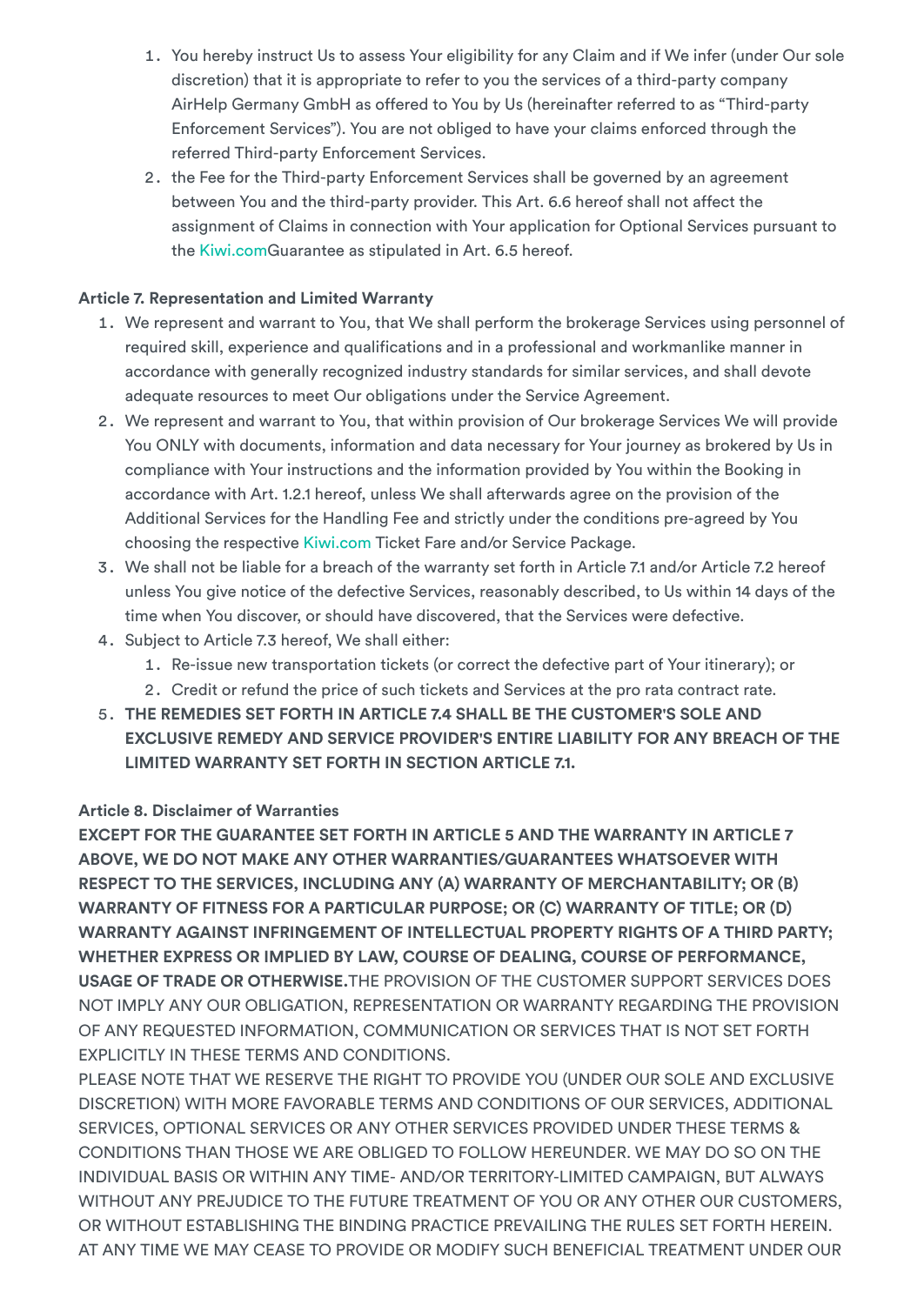1. You hereby instruct Us to assess Your eligibility for any Claim and if We infer (under Our sole discretion) that it is appropriate to refer to you the services of a third-party company AirHelp Germany GmbH as offered to You by Us (hereinafter referred to as "Third-party Enforcement Services"). You are not obliged to have your claims enforced through the referred Third-party Enforcement Services.
2. the Fee for the Third-party Enforcement Services shall be governed by an agreement between You and the third-party provider. This Art. 6.6 hereof shall not affect the assignment of Claims in connection with Your application for Optional Services pursuant to the Kiwi.comGuarantee as stipulated in Art. 6.5 hereof.

**Article 7. Representation and Limited Warranty**

1. We represent and warrant to You, that We shall perform the brokerage Services using personnel of required skill, experience and qualifications and in a professional and workmanlike manner in accordance with generally recognized industry standards for similar services, and shall devote adequate resources to meet Our obligations under the Service Agreement.
2. We represent and warrant to You, that within provision of Our brokerage Services We will provide You ONLY with documents, information and data necessary for Your journey as brokered by Us in compliance with Your instructions and the information provided by You within the Booking in accordance with Art. 1.2.1 hereof, unless We shall afterwards agree on the provision of the Additional Services for the Handling Fee and strictly under the conditions pre-agreed by You choosing the respective Kiwi.com Ticket Fare and/or Service Package.
3. We shall not be liable for a breach of the warranty set forth in Article 7.1 and/or Article 7.2 hereof unless You give notice of the defective Services, reasonably described, to Us within 14 days of the time when You discover, or should have discovered, that the Services were defective.
4. Subject to Article 7.3 hereof, We shall either:
   1. Re-issue new transportation tickets (or correct the defective part of Your itinerary); or
   2. Credit or refund the price of such tickets and Services at the pro rata contract rate.
5. **THE REMEDIES SET FORTH IN ARTICLE 7.4 SHALL BE THE CUSTOMER'S SOLE AND EXCLUSIVE REMEDY AND SERVICE PROVIDER'S ENTIRE LIABILITY FOR ANY BREACH OF THE LIMITED WARRANTY SET FORTH IN SECTION ARTICLE 7.1.**

**Article 8. Disclaimer of Warranties**

**EXCEPT FOR THE GUARANTEE SET FORTH IN ARTICLE 5 AND THE WARRANTY IN ARTICLE 7 ABOVE, WE DO NOT MAKE ANY OTHER WARRANTIES/GUARANTEES WHATSOEVER WITH RESPECT TO THE SERVICES, INCLUDING ANY (A) WARRANTY OF MERCHANTABILITY; OR (B) WARRANTY OF FITNESS FOR A PARTICULAR PURPOSE; OR (C) WARRANTY OF TITLE; OR (D) WARRANTY AGAINST INFRINGEMENT OF INTELLECTUAL PROPERTY RIGHTS OF A THIRD PARTY; WHETHER EXPRESS OR IMPLIED BY LAW, COURSE OF DEALING, COURSE OF PERFORMANCE, USAGE OF TRADE OR OTHERWISE.** THE PROVISION OF THE CUSTOMER SUPPORT SERVICES DOES NOT IMPLY ANY OUR OBLIGATION, REPRESENTATION OR WARRANTY REGARDING THE PROVISION OF ANY REQUESTED INFORMATION, COMMUNICATION OR SERVICES THAT IS NOT SET FORTH EXPLICITLY IN THESE TERMS AND CONDITIONS.

PLEASE NOTE THAT WE RESERVE THE RIGHT TO PROVIDE YOU (UNDER OUR SOLE AND EXCLUSIVE DISCRETION) WITH MORE FAVORABLE TERMS AND CONDITIONS OF OUR SERVICES, ADDITIONAL SERVICES, OPTIONAL SERVICES OR ANY OTHER SERVICES PROVIDED UNDER THESE TERMS & CONDITIONS THAN THOSE WE ARE OBLIGED TO FOLLOW HEREUNDER. WE MAY DO SO ON THE INDIVIDUAL BASIS OR WITHIN ANY TIME- AND/OR TERRITORY-LIMITED CAMPAIGN, BUT ALWAYS WITHOUT ANY PREJUDICE TO THE FUTURE TREATMENT OF YOU OR ANY OTHER OUR CUSTOMERS, OR WITHOUT ESTABLISHING THE BINDING PRACTICE PREVAILING THE RULES SET FORTH HEREIN. AT ANY TIME WE MAY CEASE TO PROVIDE OR MODIFY SUCH BENEFICIAL TREATMENT UNDER OUR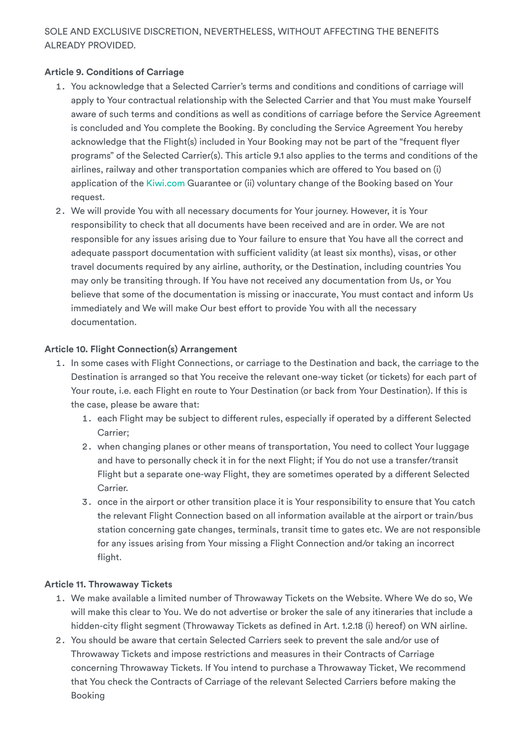SOLE AND EXCLUSIVE DISCRETION, NEVERTHELESS, WITHOUT AFFECTING THE BENEFITS ALREADY PROVIDED.

**Article 9. Conditions of Carriage**

1. You acknowledge that a Selected Carrier's terms and conditions and conditions of carriage will apply to Your contractual relationship with the Selected Carrier and that You must make Yourself aware of such terms and conditions as well as conditions of carriage before the Service Agreement is concluded and You complete the Booking. By concluding the Service Agreement You hereby acknowledge that the Flight(s) included in Your Booking may not be part of the "frequent flyer programs" of the Selected Carrier(s). This article 9.1 also applies to the terms and conditions of the airlines, railway and other transportation companies which are offered to You based on (i) application of the Kiwi.com Guarantee or (ii) voluntary change of the Booking based on Your request.
2. We will provide You with all necessary documents for Your journey. However, it is Your responsibility to check that all documents have been received and are in order. We are not responsible for any issues arising due to Your failure to ensure that You have all the correct and adequate passport documentation with sufficient validity (at least six months), visas, or other travel documents required by any airline, authority, or the Destination, including countries You may only be transiting through. If You have not received any documentation from Us, or You believe that some of the documentation is missing or inaccurate, You must contact and inform Us immediately and We will make Our best effort to provide You with all the necessary documentation.

**Article 10. Flight Connection(s) Arrangement**

1. In some cases with Flight Connections, or carriage to the Destination and back, the carriage to the Destination is arranged so that You receive the relevant one-way ticket (or tickets) for each part of Your route, i.e. each Flight en route to Your Destination (or back from Your Destination). If this is the case, please be aware that:
    1. each Flight may be subject to different rules, especially if operated by a different Selected Carrier;
    2. when changing planes or other means of transportation, You need to collect Your luggage and have to personally check it in for the next Flight; if You do not use a transfer/transit Flight but a separate one-way Flight, they are sometimes operated by a different Selected Carrier.
    3. once in the airport or other transition place it is Your responsibility to ensure that You catch the relevant Flight Connection based on all information available at the airport or train/bus station concerning gate changes, terminals, transit time to gates etc. We are not responsible for any issues arising from Your missing a Flight Connection and/or taking an incorrect flight.

**Article 11. Throwaway Tickets**

1. We make available a limited number of Throwaway Tickets on the Website. Where We do so, We will make this clear to You. We do not advertise or broker the sale of any itineraries that include a hidden-city flight segment (Throwaway Tickets as defined in Art. 1.2.18 (i) hereof) on WN airline.
2. You should be aware that certain Selected Carriers seek to prevent the sale and/or use of Throwaway Tickets and impose restrictions and measures in their Contracts of Carriage concerning Throwaway Tickets. If You intend to purchase a Throwaway Ticket, We recommend that You check the Contracts of Carriage of the relevant Selected Carriers before making the Booking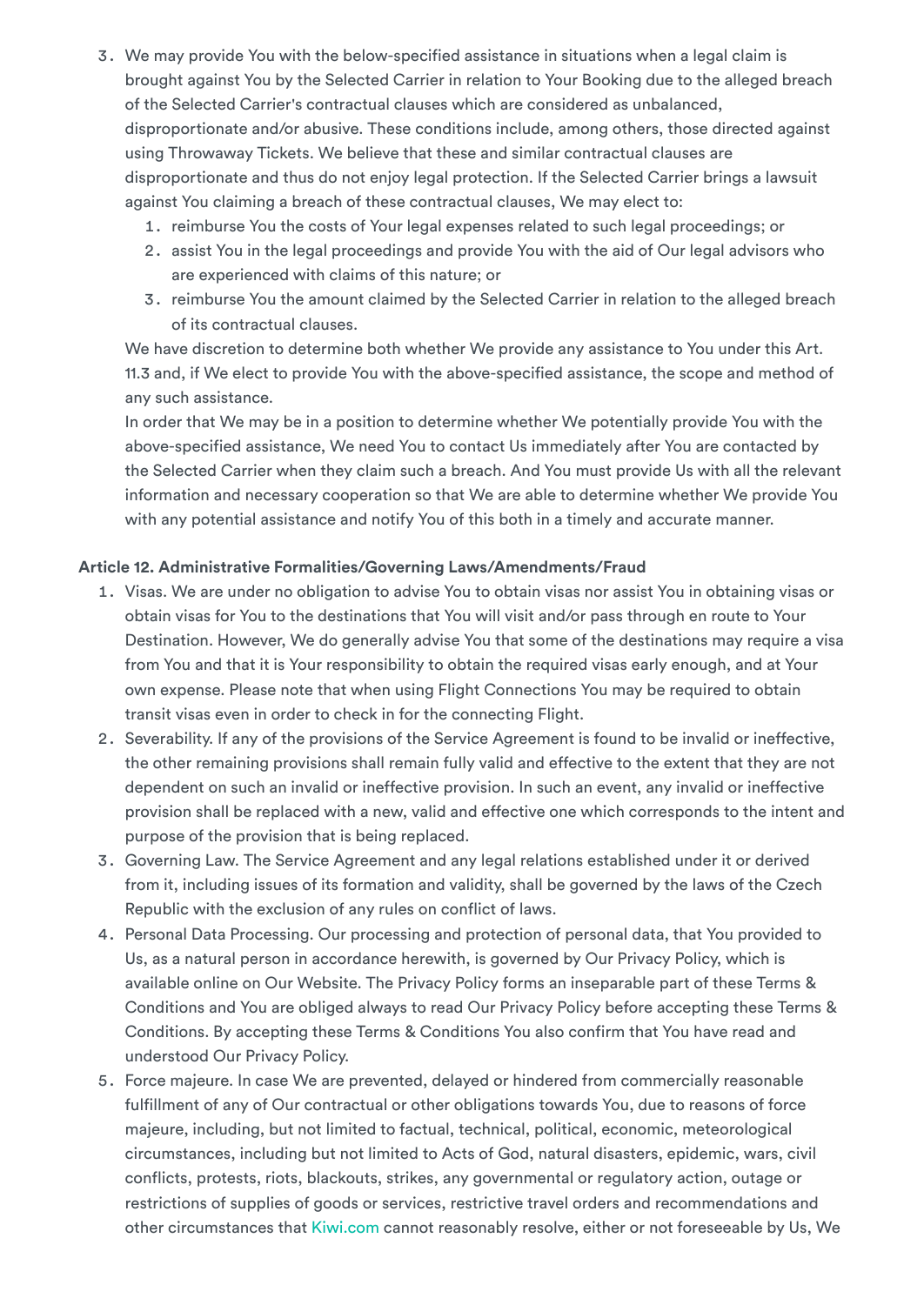3. We may provide You with the below-specified assistance in situations when a legal claim is brought against You by the Selected Carrier in relation to Your Booking due to the alleged breach of the Selected Carrier's contractual clauses which are considered as unbalanced, disproportionate and/or abusive. These conditions include, among others, those directed against using Throwaway Tickets. We believe that these and similar contractual clauses are disproportionate and thus do not enjoy legal protection. If the Selected Carrier brings a lawsuit against You claiming a breach of these contractual clauses, We may elect to:
    1. reimburse You the costs of Your legal expenses related to such legal proceedings; or
    2. assist You in the legal proceedings and provide You with the aid of Our legal advisors who are experienced with claims of this nature; or
    3. reimburse You the amount claimed by the Selected Carrier in relation to the alleged breach of its contractual clauses.

   We have discretion to determine both whether We provide any assistance to You under this Art. 11.3 and, if We elect to provide You with the above-specified assistance, the scope and method of any such assistance.

   In order that We may be in a position to determine whether We potentially provide You with the above-specified assistance, We need You to contact Us immediately after You are contacted by the Selected Carrier when they claim such a breach. And You must provide Us with all the relevant information and necessary cooperation so that We are able to determine whether We provide You with any potential assistance and notify You of this both in a timely and accurate manner.

**Article 12. Administrative Formalities/Governing Laws/Amendments/Fraud**

1. Visas. We are under no obligation to advise You to obtain visas nor assist You in obtaining visas or obtain visas for You to the destinations that You will visit and/or pass through en route to Your Destination. However, We do generally advise You that some of the destinations may require a visa from You and that it is Your responsibility to obtain the required visas early enough, and at Your own expense. Please note that when using Flight Connections You may be required to obtain transit visas even in order to check in for the connecting Flight.
2. Severability. If any of the provisions of the Service Agreement is found to be invalid or ineffective, the other remaining provisions shall remain fully valid and effective to the extent that they are not dependent on such an invalid or ineffective provision. In such an event, any invalid or ineffective provision shall be replaced with a new, valid and effective one which corresponds to the intent and purpose of the provision that is being replaced.
3. Governing Law. The Service Agreement and any legal relations established under it or derived from it, including issues of its formation and validity, shall be governed by the laws of the Czech Republic with the exclusion of any rules on conflict of laws.
4. Personal Data Processing. Our processing and protection of personal data, that You provided to Us, as a natural person in accordance herewith, is governed by Our Privacy Policy, which is available online on Our Website. The Privacy Policy forms an inseparable part of these Terms & Conditions and You are obliged always to read Our Privacy Policy before accepting these Terms & Conditions. By accepting these Terms & Conditions You also confirm that You have read and understood Our Privacy Policy.
5. Force majeure. In case We are prevented, delayed or hindered from commercially reasonable fulfillment of any of Our contractual or other obligations towards You, due to reasons of force majeure, including, but not limited to factual, technical, political, economic, meteorological circumstances, including but not limited to Acts of God, natural disasters, epidemic, wars, civil conflicts, protests, riots, blackouts, strikes, any governmental or regulatory action, outage or restrictions of supplies of goods or services, restrictive travel orders and recommendations and other circumstances that Kiwi.com cannot reasonably resolve, either or not foreseeable by Us, We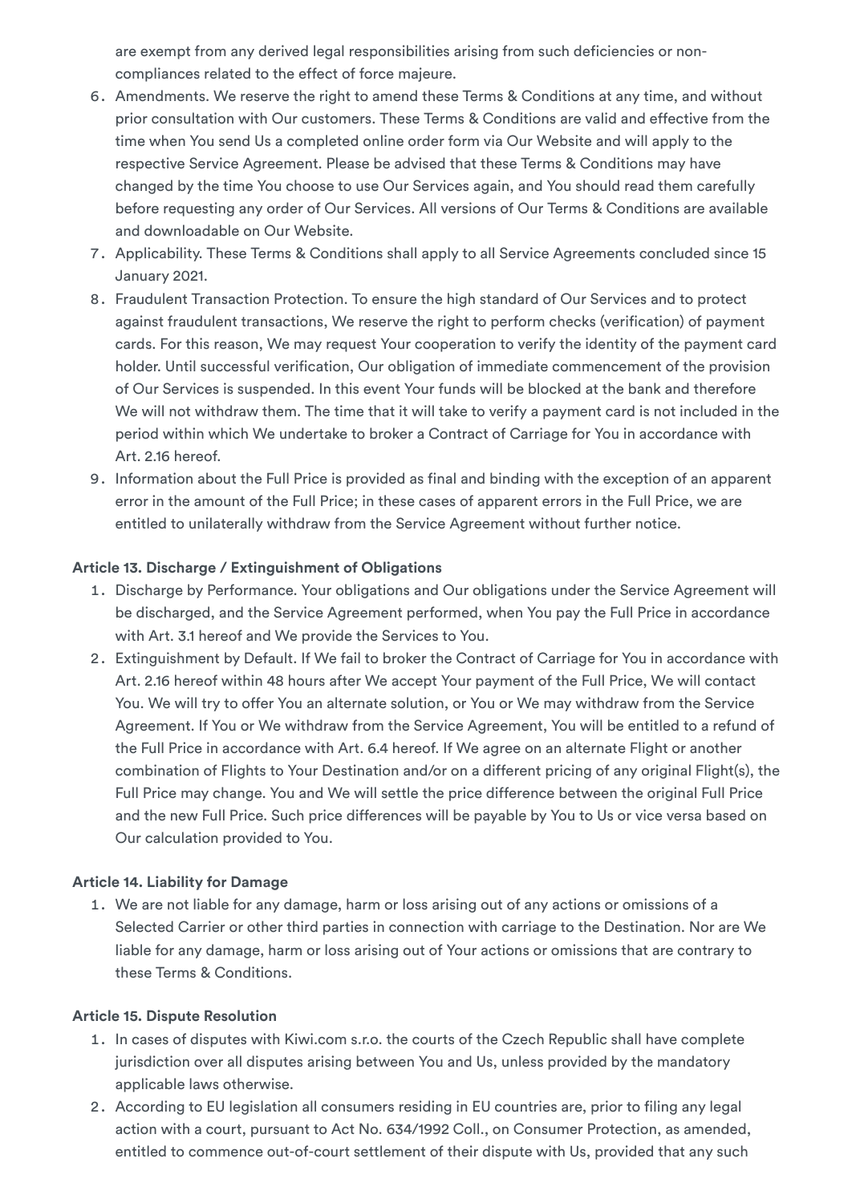are exempt from any derived legal responsibilities arising from such deficiencies or non-compliances related to the effect of force majeure.

6. Amendments. We reserve the right to amend these Terms & Conditions at any time, and without prior consultation with Our customers. These Terms & Conditions are valid and effective from the time when You send Us a completed online order form via Our Website and will apply to the respective Service Agreement. Please be advised that these Terms & Conditions may have changed by the time You choose to use Our Services again, and You should read them carefully before requesting any order of Our Services. All versions of Our Terms & Conditions are available and downloadable on Our Website.
7. Applicability. These Terms & Conditions shall apply to all Service Agreements concluded since 15 January 2021.
8. Fraudulent Transaction Protection. To ensure the high standard of Our Services and to protect against fraudulent transactions, We reserve the right to perform checks (verification) of payment cards. For this reason, We may request Your cooperation to verify the identity of the payment card holder. Until successful verification, Our obligation of immediate commencement of the provision of Our Services is suspended. In this event Your funds will be blocked at the bank and therefore We will not withdraw them. The time that it will take to verify a payment card is not included in the period within which We undertake to broker a Contract of Carriage for You in accordance with Art. 2.16 hereof.
9. Information about the Full Price is provided as final and binding with the exception of an apparent error in the amount of the Full Price; in these cases of apparent errors in the Full Price, we are entitled to unilaterally withdraw from the Service Agreement without further notice.

**Article 13. Discharge / Extinguishment of Obligations**

1. Discharge by Performance. Your obligations and Our obligations under the Service Agreement will be discharged, and the Service Agreement performed, when You pay the Full Price in accordance with Art. 3.1 hereof and We provide the Services to You.
2. Extinguishment by Default. If We fail to broker the Contract of Carriage for You in accordance with Art. 2.16 hereof within 48 hours after We accept Your payment of the Full Price, We will contact You. We will try to offer You an alternate solution, or You or We may withdraw from the Service Agreement. If You or We withdraw from the Service Agreement, You will be entitled to a refund of the Full Price in accordance with Art. 6.4 hereof. If We agree on an alternate Flight or another combination of Flights to Your Destination and/or on a different pricing of any original Flight(s), the Full Price may change. You and We will settle the price difference between the original Full Price and the new Full Price. Such price differences will be payable by You to Us or vice versa based on Our calculation provided to You.

**Article 14. Liability for Damage**

1. We are not liable for any damage, harm or loss arising out of any actions or omissions of a Selected Carrier or other third parties in connection with carriage to the Destination. Nor are We liable for any damage, harm or loss arising out of Your actions or omissions that are contrary to these Terms & Conditions.

**Article 15. Dispute Resolution**

1. In cases of disputes with Kiwi.com s.r.o. the courts of the Czech Republic shall have complete jurisdiction over all disputes arising between You and Us, unless provided by the mandatory applicable laws otherwise.
2. According to EU legislation all consumers residing in EU countries are, prior to filing any legal action with a court, pursuant to Act No. 634/1992 Coll., on Consumer Protection, as amended, entitled to commence out-of-court settlement of their dispute with Us, provided that any such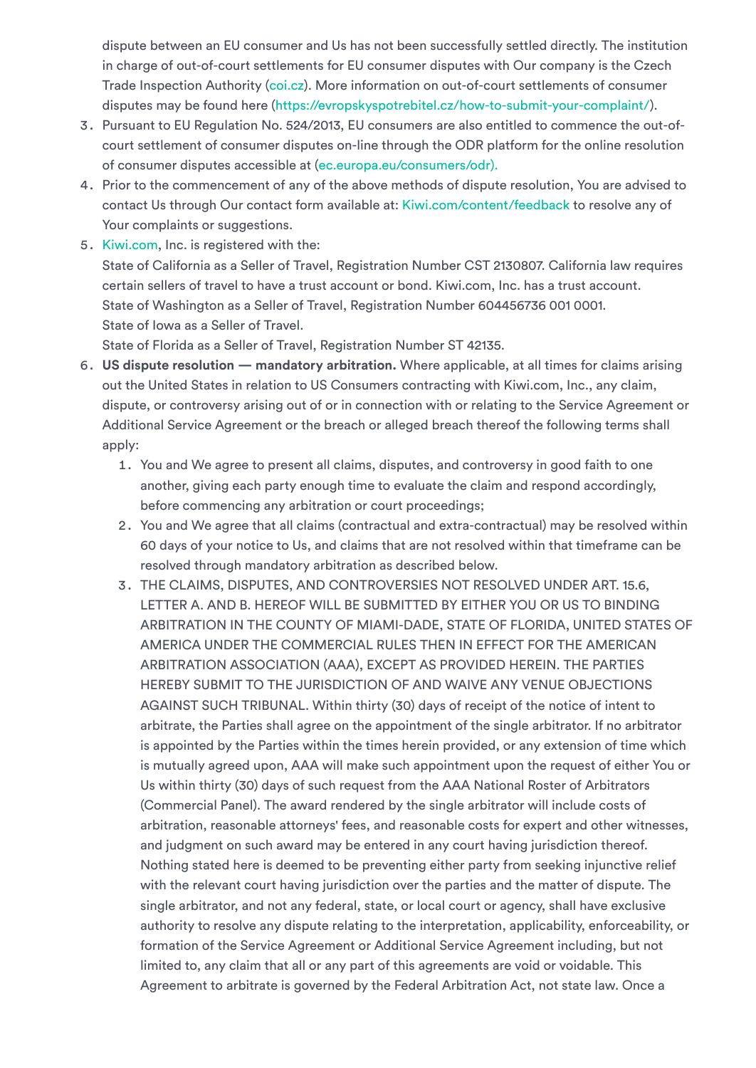dispute between an EU consumer and Us has not been successfully settled directly. The institution in charge of out-of-court settlements for EU consumer disputes with Our company is the Czech Trade Inspection Authority (coi.cz). More information on out-of-court settlements of consumer disputes may be found here (https://evropskyspotrebitel.cz/how-to-submit-your-complaint/).

3. Pursuant to EU Regulation No. 524/2013, EU consumers are also entitled to commence the out-of-court settlement of consumer disputes on-line through the ODR platform for the online resolution of consumer disputes accessible at (ec.europa.eu/consumers/odr).
4. Prior to the commencement of any of the above methods of dispute resolution, You are advised to contact Us through Our contact form available at: Kiwi.com/content/feedback to resolve any of Your complaints or suggestions.
5. Kiwi.com, Inc. is registered with the:
   State of California as a Seller of Travel, Registration Number CST 2130807. California law requires certain sellers of travel to have a trust account or bond. Kiwi.com, Inc. has a trust account.
   State of Washington as a Seller of Travel, Registration Number 604456736 001 0001.
   State of Iowa as a Seller of Travel.
   State of Florida as a Seller of Travel, Registration Number ST 42135.
6. **US dispute resolution — mandatory arbitration.** Where applicable, at all times for claims arising out the United States in relation to US Consumers contracting with Kiwi.com, Inc., any claim, dispute, or controversy arising out of or in connection with or relating to the Service Agreement or Additional Service Agreement or the breach or alleged breach thereof the following terms shall apply:
   1. You and We agree to present all claims, disputes, and controversy in good faith to one another, giving each party enough time to evaluate the claim and respond accordingly, before commencing any arbitration or court proceedings;
   2. You and We agree that all claims (contractual and extra-contractual) may be resolved within 60 days of your notice to Us, and claims that are not resolved within that timeframe can be resolved through mandatory arbitration as described below.
   3. THE CLAIMS, DISPUTES, AND CONTROVERSIES NOT RESOLVED UNDER ART. 15.6, LETTER A. AND B. HEREOF WILL BE SUBMITTED BY EITHER YOU OR US TO BINDING ARBITRATION IN THE COUNTY OF MIAMI-DADE, STATE OF FLORIDA, UNITED STATES OF AMERICA UNDER THE COMMERCIAL RULES THEN IN EFFECT FOR THE AMERICAN ARBITRATION ASSOCIATION (AAA), EXCEPT AS PROVIDED HEREIN. THE PARTIES HEREBY SUBMIT TO THE JURISDICTION OF AND WAIVE ANY VENUE OBJECTIONS AGAINST SUCH TRIBUNAL. Within thirty (30) days of receipt of the notice of intent to arbitrate, the Parties shall agree on the appointment of the single arbitrator. If no arbitrator is appointed by the Parties within the times herein provided, or any extension of time which is mutually agreed upon, AAA will make such appointment upon the request of either You or Us within thirty (30) days of such request from the AAA National Roster of Arbitrators (Commercial Panel). The award rendered by the single arbitrator will include costs of arbitration, reasonable attorneys' fees, and reasonable costs for expert and other witnesses, and judgment on such award may be entered in any court having jurisdiction thereof. Nothing stated here is deemed to be preventing either party from seeking injunctive relief with the relevant court having jurisdiction over the parties and the matter of dispute. The single arbitrator, and not any federal, state, or local court or agency, shall have exclusive authority to resolve any dispute relating to the interpretation, applicability, enforceability, or formation of the Service Agreement or Additional Service Agreement including, but not limited to, any claim that all or any part of this agreements are void or voidable. This Agreement to arbitrate is governed by the Federal Arbitration Act, not state law. Once a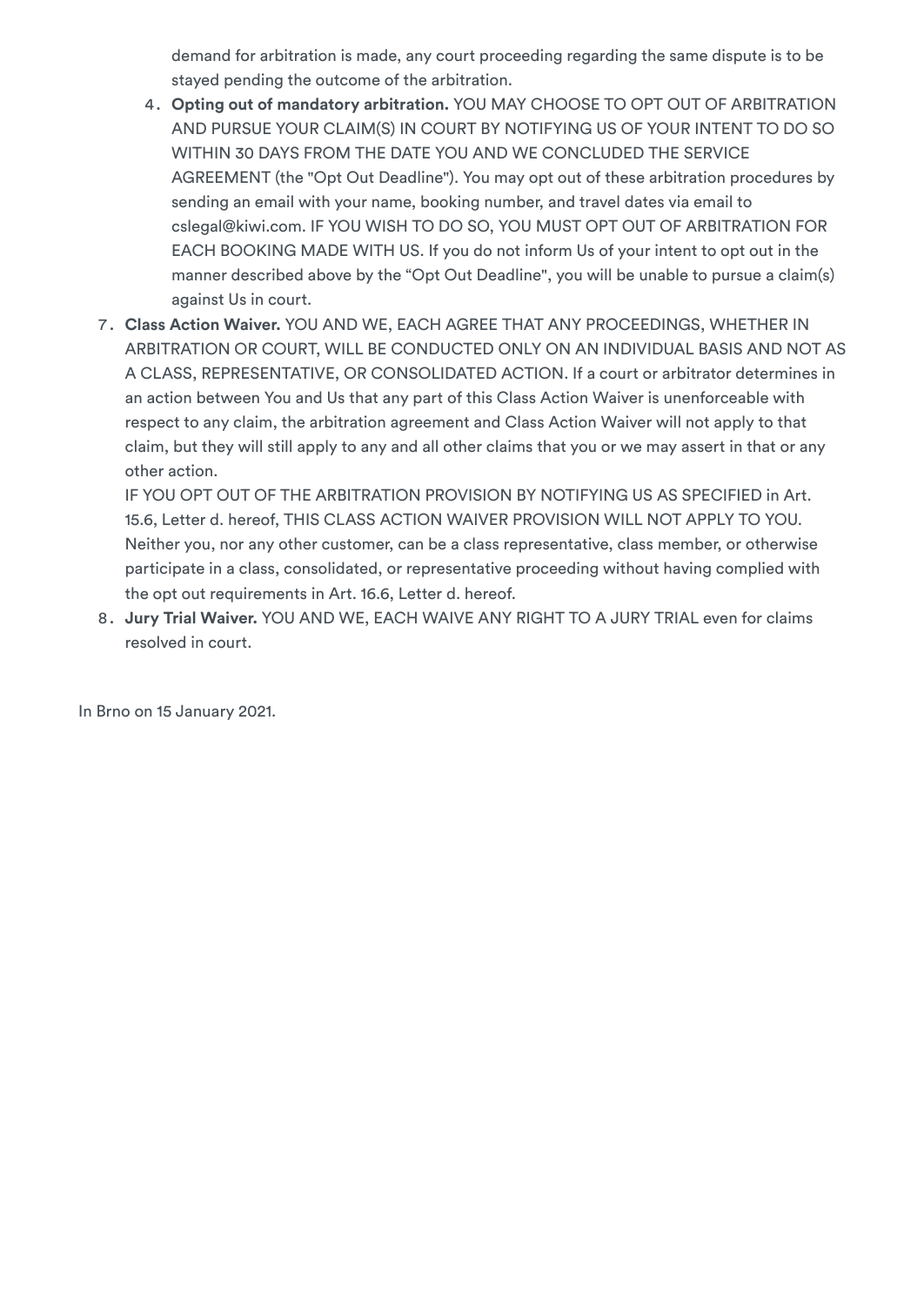demand for arbitration is made, any court proceeding regarding the same dispute is to be stayed pending the outcome of the arbitration.

4. **Opting out of mandatory arbitration.** YOU MAY CHOOSE TO OPT OUT OF ARBITRATION AND PURSUE YOUR CLAIM(S) IN COURT BY NOTIFYING US OF YOUR INTENT TO DO SO WITHIN 30 DAYS FROM THE DATE YOU AND WE CONCLUDED THE SERVICE AGREEMENT (the "Opt Out Deadline"). You may opt out of these arbitration procedures by sending an email with your name, booking number, and travel dates via email to cslegal@kiwi.com. IF YOU WISH TO DO SO, YOU MUST OPT OUT OF ARBITRATION FOR EACH BOOKING MADE WITH US. If you do not inform Us of your intent to opt out in the manner described above by the "Opt Out Deadline", you will be unable to pursue a claim(s) against Us in court.

7. **Class Action Waiver.** YOU AND WE, EACH AGREE THAT ANY PROCEEDINGS, WHETHER IN ARBITRATION OR COURT, WILL BE CONDUCTED ONLY ON AN INDIVIDUAL BASIS AND NOT AS A CLASS, REPRESENTATIVE, OR CONSOLIDATED ACTION. If a court or arbitrator determines in an action between You and Us that any part of this Class Action Waiver is unenforceable with respect to any claim, the arbitration agreement and Class Action Waiver will not apply to that claim, but they will still apply to any and all other claims that you or we may assert in that or any other action.
   IF YOU OPT OUT OF THE ARBITRATION PROVISION BY NOTIFYING US AS SPECIFIED in Art. 15.6, Letter d. hereof, THIS CLASS ACTION WAIVER PROVISION WILL NOT APPLY TO YOU. Neither you, nor any other customer, can be a class representative, class member, or otherwise participate in a class, consolidated, or representative proceeding without having complied with the opt out requirements in Art. 16.6, Letter d. hereof.
8. **Jury Trial Waiver.** YOU AND WE, EACH WAIVE ANY RIGHT TO A JURY TRIAL even for claims resolved in court.

In Brno on 15 January 2021.